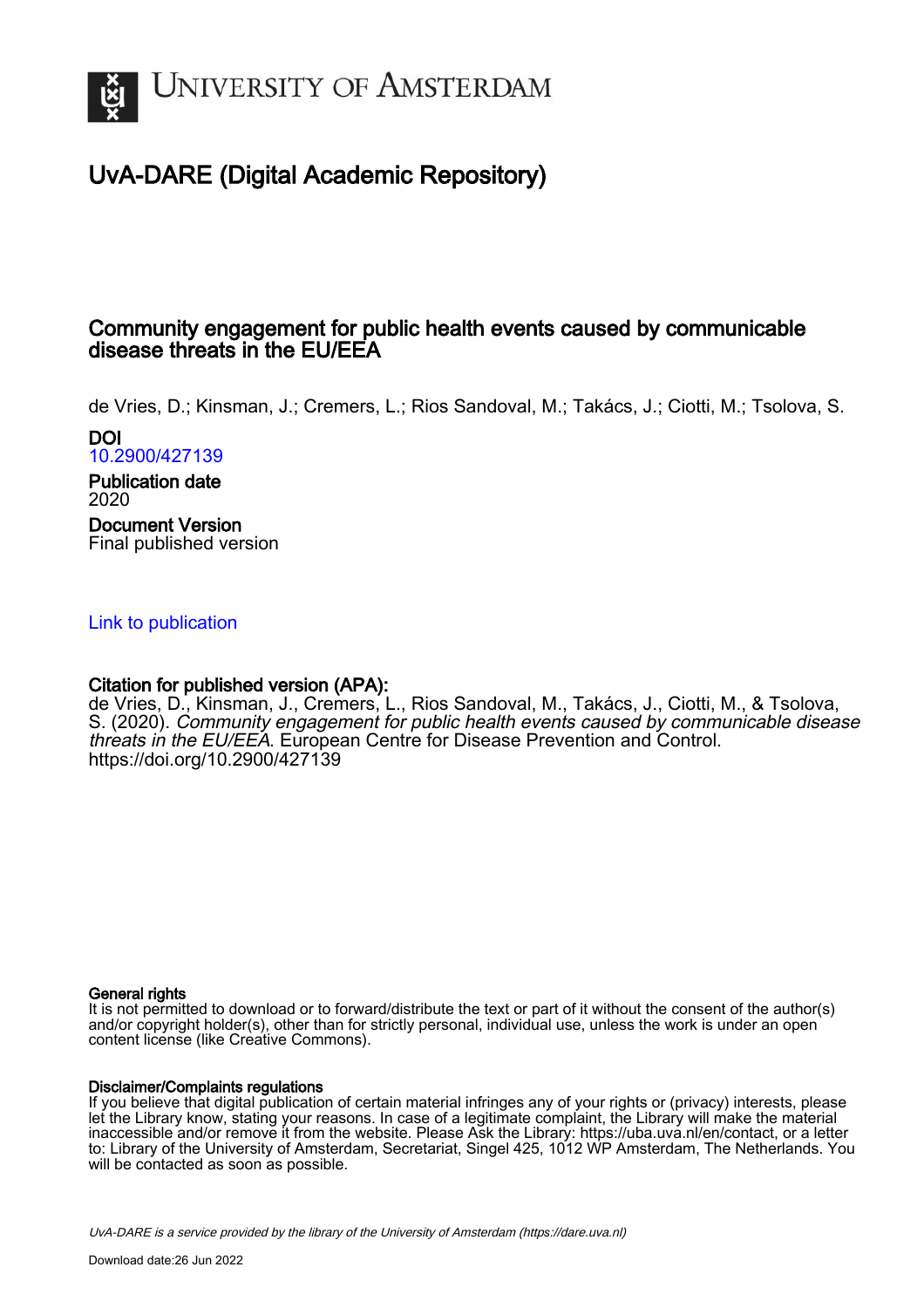# University of Amsterdam

## UvA-DARE (Digital Academic Repository)

### Community engagement for public health events caused by communicable disease threats in the EU/EEA

de Vries, D.; Kinsman, J.; Cremers, L.; Rios Sandoval, M.; Takács, J.; Ciotti, M.; Tsolova, S.

**DOI**
10.2900/427139

**Publication date**
2020

**Document Version**
Final published version

Link to publication

**Citation for published version (APA):**
de Vries, D., Kinsman, J., Cremers, L., Rios Sandoval, M., Takács, J., Ciotti, M., & Tsolova, S. (2020). *Community engagement for public health events caused by communicable disease threats in the EU/EEA*. European Centre for Disease Prevention and Control. https://doi.org/10.2900/427139

**General rights**
It is not permitted to download or to forward/distribute the text or part of it without the consent of the author(s) and/or copyright holder(s), other than for strictly personal, individual use, unless the work is under an open content license (like Creative Commons).

**Disclaimer/Complaints regulations**
If you believe that digital publication of certain material infringes any of your rights or (privacy) interests, please let the Library know, stating your reasons. In case of a legitimate complaint, the Library will make the material inaccessible and/or remove it from the website. Please Ask the Library: https://uba.uva.nl/en/contact, or a letter to: Library of the University of Amsterdam, Secretariat, Singel 425, 1012 WP Amsterdam, The Netherlands. You will be contacted as soon as possible.

*UvA-DARE is a service provided by the library of the University of Amsterdam (https://dare.uva.nl)*

Download date:26 Jun 2022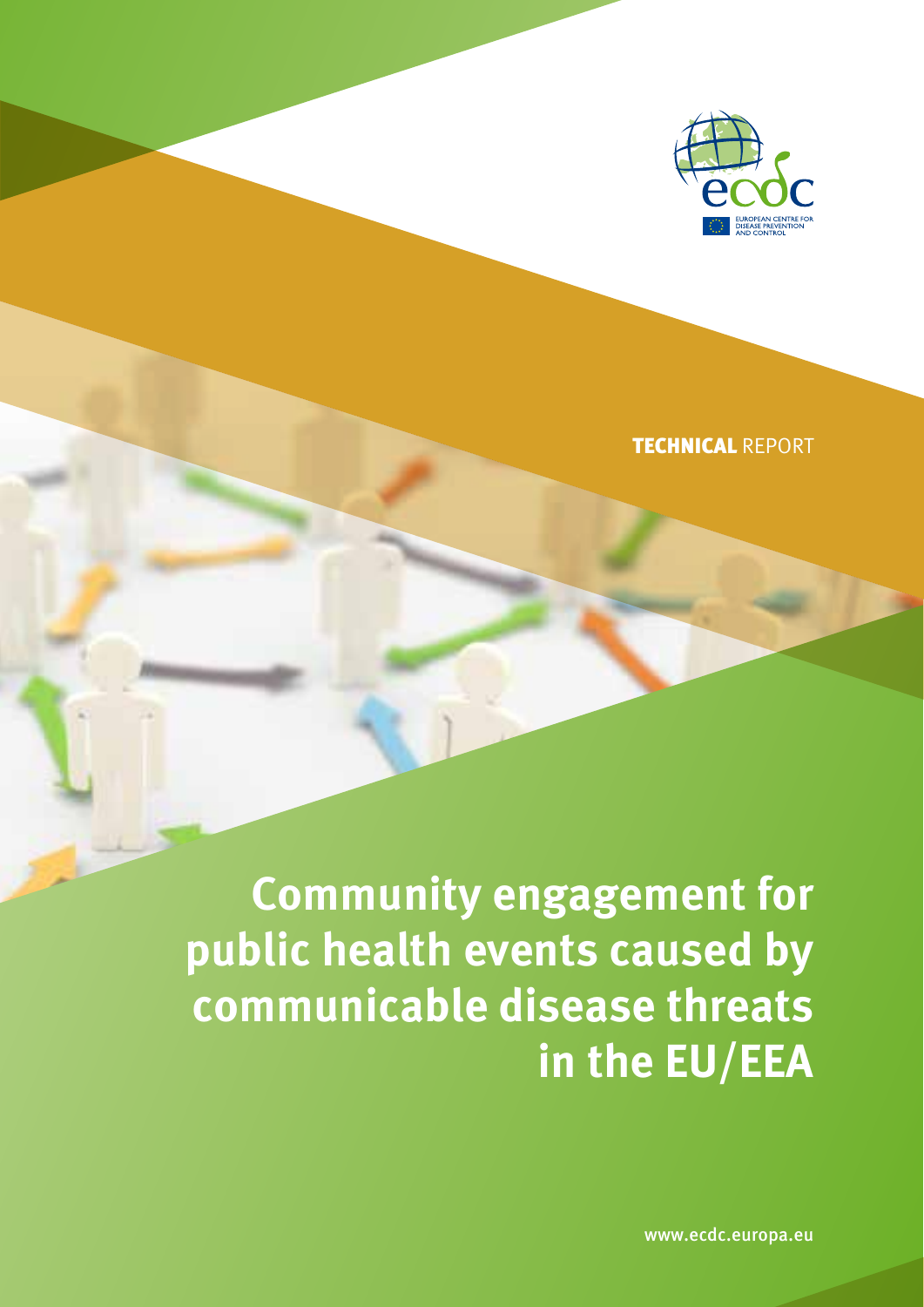TECHNICAL REPORT

# Community engagement for public health events caused by communicable disease threats in the EU/EEA

www.ecdc.europa.eu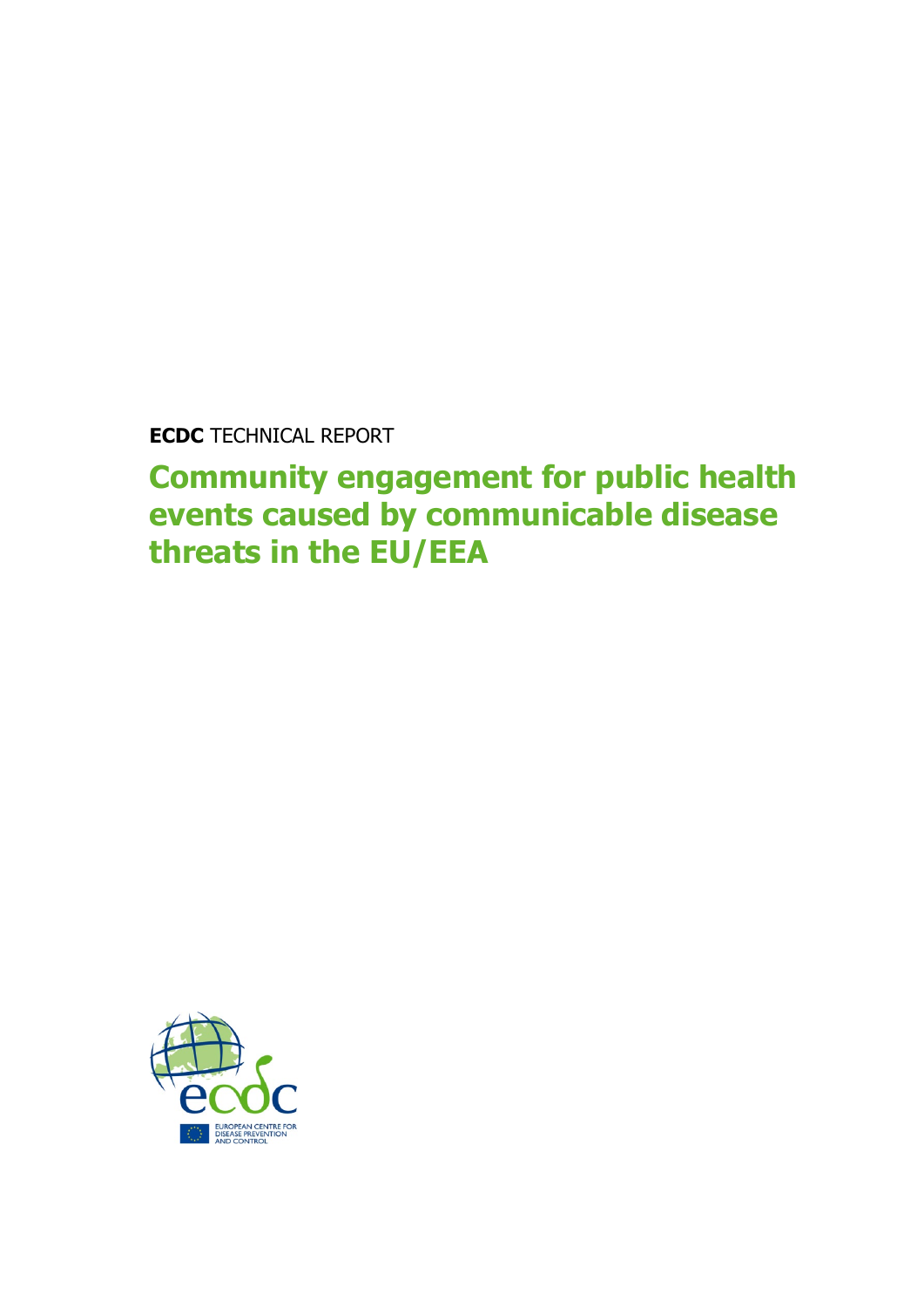**ECDC** TECHNICAL REPORT

# Community engagement for public health events caused by communicable disease threats in the EU/EEA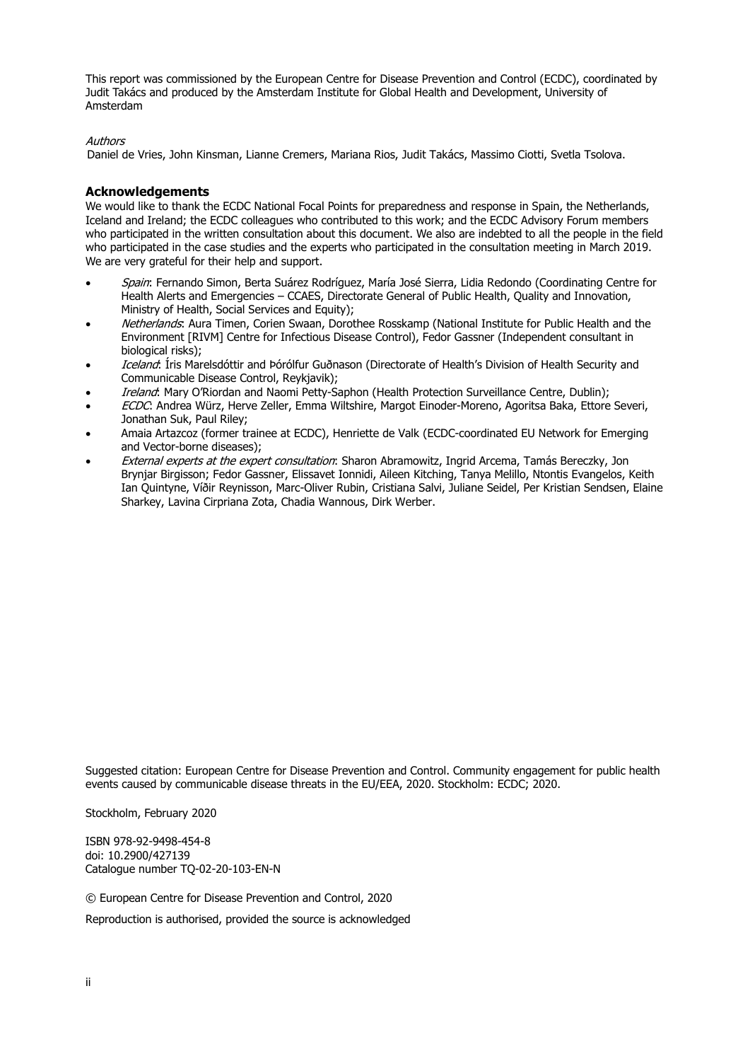This report was commissioned by the European Centre for Disease Prevention and Control (ECDC), coordinated by Judit Takács and produced by the Amsterdam Institute for Global Health and Development, University of Amsterdam

*Authors*

Daniel de Vries, John Kinsman, Lianne Cremers, Mariana Rios, Judit Takács, Massimo Ciotti, Svetla Tsolova.

## Acknowledgements

We would like to thank the ECDC National Focal Points for preparedness and response in Spain, the Netherlands, Iceland and Ireland; the ECDC colleagues who contributed to this work; and the ECDC Advisory Forum members who participated in the written consultation about this document. We also are indebted to all the people in the field who participated in the case studies and the experts who participated in the consultation meeting in March 2019. We are very grateful for their help and support.

- *Spain*: Fernando Simon, Berta Suárez Rodríguez, María José Sierra, Lidia Redondo (Coordinating Centre for Health Alerts and Emergencies – CCAES, Directorate General of Public Health, Quality and Innovation, Ministry of Health, Social Services and Equity);
- *Netherlands*: Aura Timen, Corien Swaan, Dorothee Rosskamp (National Institute for Public Health and the Environment [RIVM] Centre for Infectious Disease Control), Fedor Gassner (Independent consultant in biological risks);
- *Iceland*: Íris Marelsdóttir and Þórólfur Guðnason (Directorate of Health's Division of Health Security and Communicable Disease Control, Reykjavik);
- *Ireland*: Mary O'Riordan and Naomi Petty-Saphon (Health Protection Surveillance Centre, Dublin);
- *ECDC*: Andrea Würz, Herve Zeller, Emma Wiltshire, Margot Einoder-Moreno, Agoritsa Baka, Ettore Severi, Jonathan Suk, Paul Riley;
- Amaia Artazcoz (former trainee at ECDC), Henriette de Valk (ECDC-coordinated EU Network for Emerging and Vector-borne diseases);
- *External experts at the expert consultation*: Sharon Abramowitz, Ingrid Arcema, Tamás Bereczky, Jon Brynjar Birgisson; Fedor Gassner, Elissavet Ionnidi, Aileen Kitching, Tanya Melillo, Ntontis Evangelos, Keith Ian Quintyne, Víðir Reynisson, Marc-Oliver Rubin, Cristiana Salvi, Juliane Seidel, Per Kristian Sendsen, Elaine Sharkey, Lavina Cirpriana Zota, Chadia Wannous, Dirk Werber.

Suggested citation: European Centre for Disease Prevention and Control. Community engagement for public health events caused by communicable disease threats in the EU/EEA, 2020. Stockholm: ECDC; 2020.

Stockholm, February 2020

ISBN 978-92-9498-454-8
doi: 10.2900/427139
Catalogue number TQ-02-20-103-EN-N

© European Centre for Disease Prevention and Control, 2020

Reproduction is authorised, provided the source is acknowledged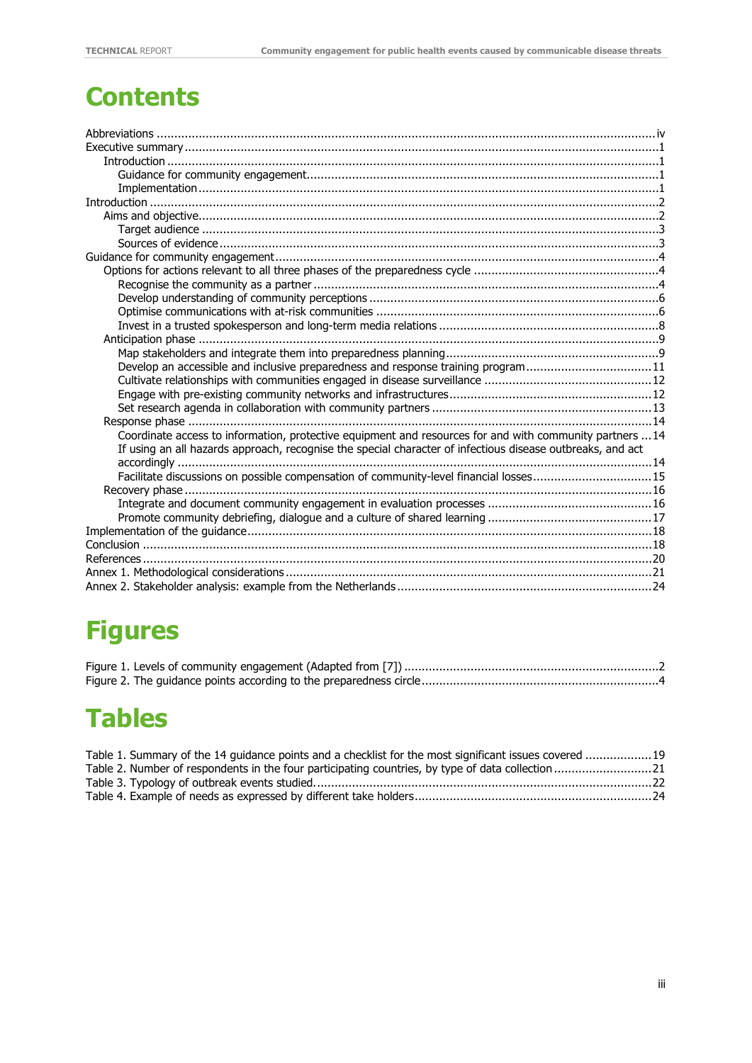# Contents

Abbreviations .......... iv
Executive summary .......... 1
  Introduction .......... 1
    Guidance for community engagement .......... 1
    Implementation .......... 1
Introduction .......... 2
  Aims and objective .......... 2
    Target audience .......... 3
    Sources of evidence .......... 3
Guidance for community engagement .......... 4
  Options for actions relevant to all three phases of the preparedness cycle .......... 4
    Recognise the community as a partner .......... 4
    Develop understanding of community perceptions .......... 6
    Optimise communications with at-risk communities .......... 6
    Invest in a trusted spokesperson and long-term media relations .......... 8
  Anticipation phase .......... 9
    Map stakeholders and integrate them into preparedness planning .......... 9
    Develop an accessible and inclusive preparedness and response training program .......... 11
    Cultivate relationships with communities engaged in disease surveillance .......... 12
    Engage with pre-existing community networks and infrastructures .......... 12
    Set research agenda in collaboration with community partners .......... 13
  Response phase .......... 14
    Coordinate access to information, protective equipment and resources for and with community partners .......... 14
    If using an all hazards approach, recognise the special character of infectious disease outbreaks, and act accordingly .......... 14
    Facilitate discussions on possible compensation of community-level financial losses .......... 15
  Recovery phase .......... 16
    Integrate and document community engagement in evaluation processes .......... 16
    Promote community debriefing, dialogue and a culture of shared learning .......... 17
Implementation of the guidance .......... 18
Conclusion .......... 18
References .......... 20
Annex 1. Methodological considerations .......... 21
Annex 2. Stakeholder analysis: example from the Netherlands .......... 24

# Figures

Figure 1. Levels of community engagement (Adapted from [7]) .......... 2
Figure 2. The guidance points according to the preparedness circle .......... 4

# Tables

Table 1. Summary of the 14 guidance points and a checklist for the most significant issues covered .......... 19
Table 2. Number of respondents in the four participating countries, by type of data collection .......... 21
Table 3. Typology of outbreak events studied .......... 22
Table 4. Example of needs as expressed by different take holders .......... 24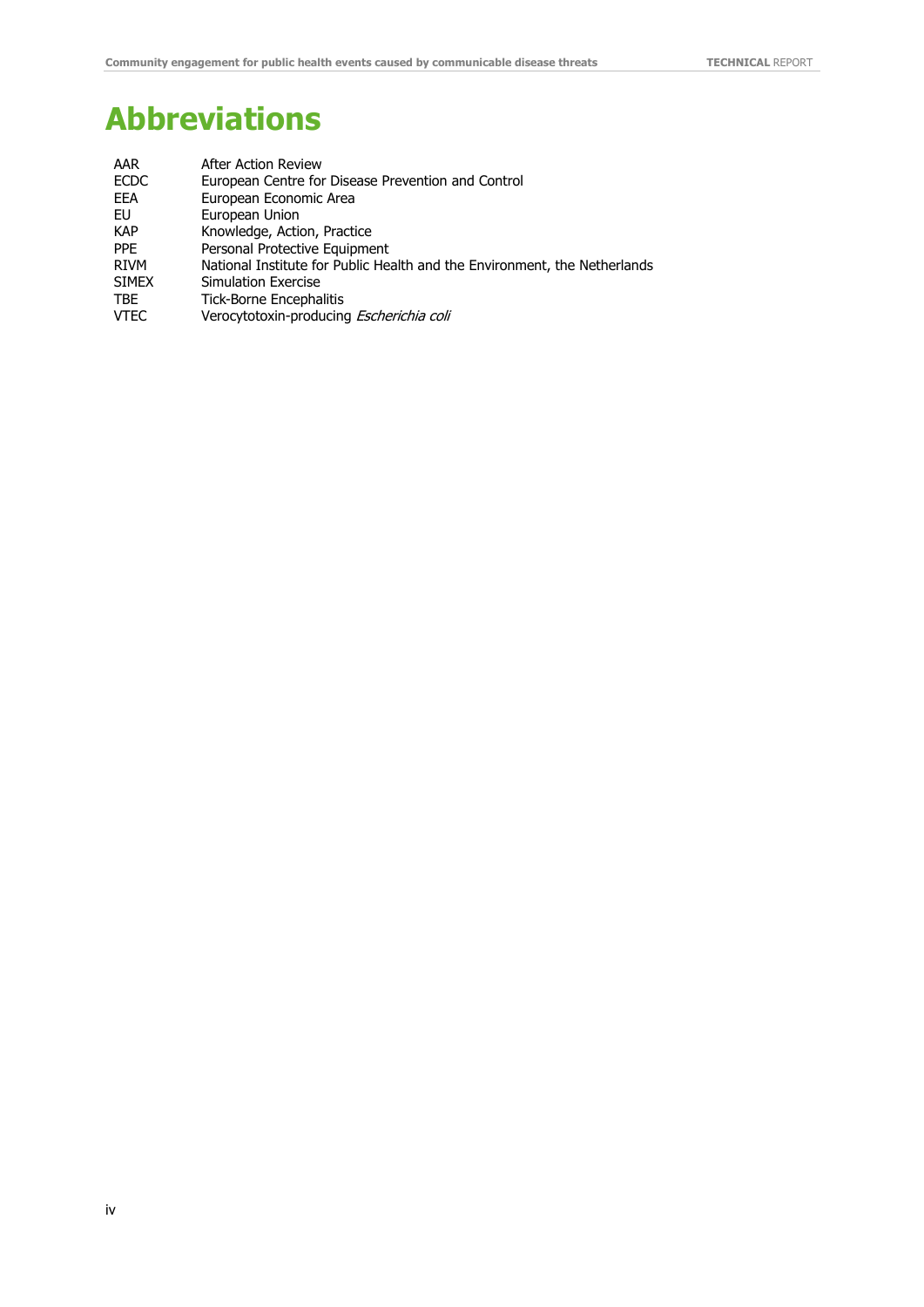# Abbreviations

| | |
|---|---|
| AAR | After Action Review |
| ECDC | European Centre for Disease Prevention and Control |
| EEA | European Economic Area |
| EU | European Union |
| KAP | Knowledge, Action, Practice |
| PPE | Personal Protective Equipment |
| RIVM | National Institute for Public Health and the Environment, the Netherlands |
| SIMEX | Simulation Exercise |
| TBE | Tick-Borne Encephalitis |
| VTEC | Verocytotoxin-producing *Escherichia coli* |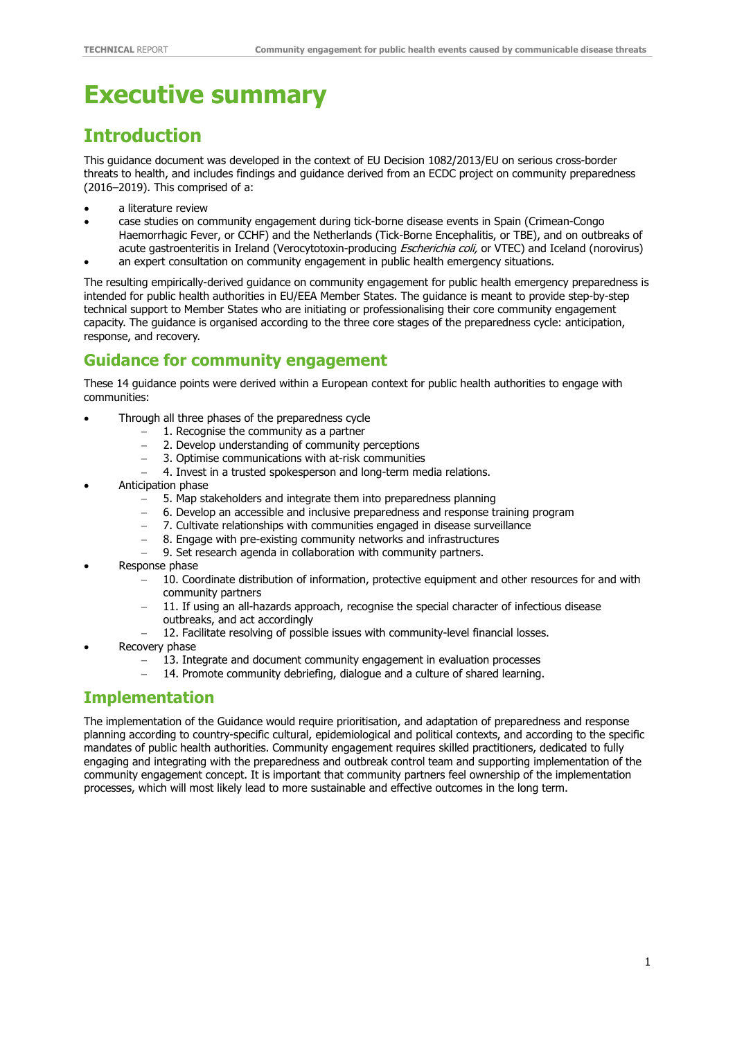# Executive summary

## Introduction

This guidance document was developed in the context of EU Decision 1082/2013/EU on serious cross-border threats to health, and includes findings and guidance derived from an ECDC project on community preparedness (2016–2019). This comprised of a:

- a literature review
- case studies on community engagement during tick-borne disease events in Spain (Crimean-Congo Haemorrhagic Fever, or CCHF) and the Netherlands (Tick-Borne Encephalitis, or TBE), and on outbreaks of acute gastroenteritis in Ireland (Verocytotoxin-producing *Escherichia coli,* or VTEC) and Iceland (norovirus)
- an expert consultation on community engagement in public health emergency situations.

The resulting empirically-derived guidance on community engagement for public health emergency preparedness is intended for public health authorities in EU/EEA Member States. The guidance is meant to provide step-by-step technical support to Member States who are initiating or professionalising their core community engagement capacity. The guidance is organised according to the three core stages of the preparedness cycle: anticipation, response, and recovery.

## Guidance for community engagement

These 14 guidance points were derived within a European context for public health authorities to engage with communities:

- Through all three phases of the preparedness cycle
  - 1. Recognise the community as a partner
  - 2. Develop understanding of community perceptions
  - 3. Optimise communications with at-risk communities
  - 4. Invest in a trusted spokesperson and long-term media relations.
- Anticipation phase
  - 5. Map stakeholders and integrate them into preparedness planning
  - 6. Develop an accessible and inclusive preparedness and response training program
  - 7. Cultivate relationships with communities engaged in disease surveillance
  - 8. Engage with pre-existing community networks and infrastructures
  - 9. Set research agenda in collaboration with community partners.
- Response phase
  - 10. Coordinate distribution of information, protective equipment and other resources for and with community partners
  - 11. If using an all-hazards approach, recognise the special character of infectious disease outbreaks, and act accordingly
  - 12. Facilitate resolving of possible issues with community-level financial losses.
- Recovery phase
  - 13. Integrate and document community engagement in evaluation processes
  - 14. Promote community debriefing, dialogue and a culture of shared learning.

## Implementation

The implementation of the Guidance would require prioritisation, and adaptation of preparedness and response planning according to country-specific cultural, epidemiological and political contexts, and according to the specific mandates of public health authorities. Community engagement requires skilled practitioners, dedicated to fully engaging and integrating with the preparedness and outbreak control team and supporting implementation of the community engagement concept. It is important that community partners feel ownership of the implementation processes, which will most likely lead to more sustainable and effective outcomes in the long term.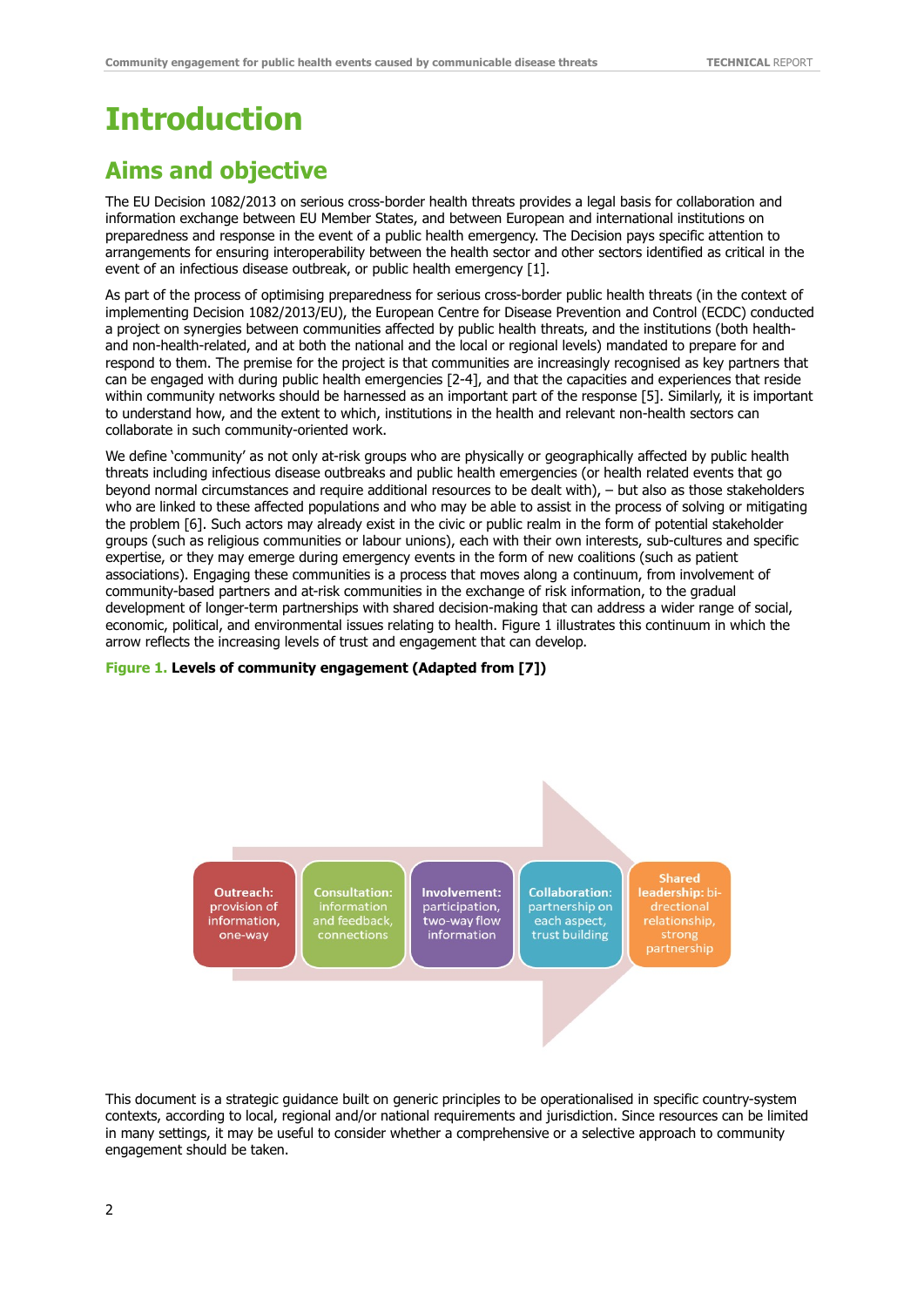# Introduction

## Aims and objective

The EU Decision 1082/2013 on serious cross-border health threats provides a legal basis for collaboration and information exchange between EU Member States, and between European and international institutions on preparedness and response in the event of a public health emergency. The Decision pays specific attention to arrangements for ensuring interoperability between the health sector and other sectors identified as critical in the event of an infectious disease outbreak, or public health emergency [1].

As part of the process of optimising preparedness for serious cross-border public health threats (in the context of implementing Decision 1082/2013/EU), the European Centre for Disease Prevention and Control (ECDC) conducted a project on synergies between communities affected by public health threats, and the institutions (both health- and non-health-related, and at both the national and the local or regional levels) mandated to prepare for and respond to them. The premise for the project is that communities are increasingly recognised as key partners that can be engaged with during public health emergencies [2-4], and that the capacities and experiences that reside within community networks should be harnessed as an important part of the response [5]. Similarly, it is important to understand how, and the extent to which, institutions in the health and relevant non-health sectors can collaborate in such community-oriented work.

We define 'community' as not only at-risk groups who are physically or geographically affected by public health threats including infectious disease outbreaks and public health emergencies (or health related events that go beyond normal circumstances and require additional resources to be dealt with), – but also as those stakeholders who are linked to these affected populations and who may be able to assist in the process of solving or mitigating the problem [6]. Such actors may already exist in the civic or public realm in the form of potential stakeholder groups (such as religious communities or labour unions), each with their own interests, sub-cultures and specific expertise, or they may emerge during emergency events in the form of new coalitions (such as patient associations). Engaging these communities is a process that moves along a continuum, from involvement of community-based partners and at-risk communities in the exchange of risk information, to the gradual development of longer-term partnerships with shared decision-making that can address a wider range of social, economic, political, and environmental issues relating to health. Figure 1 illustrates this continuum in which the arrow reflects the increasing levels of trust and engagement that can develop.

**Figure 1. Levels of community engagement (Adapted from [7])**

| Outreach: provision of information, one-way | Consultation: information and feedback, connections | Involvement: participation, two-way flow information | Collaboration: partnership on each aspect, trust building | Shared leadership: bi-drectional relationship, strong partnership |
|---|---|---|---|---|

This document is a strategic guidance built on generic principles to be operationalised in specific country-system contexts, according to local, regional and/or national requirements and jurisdiction. Since resources can be limited in many settings, it may be useful to consider whether a comprehensive or a selective approach to community engagement should be taken.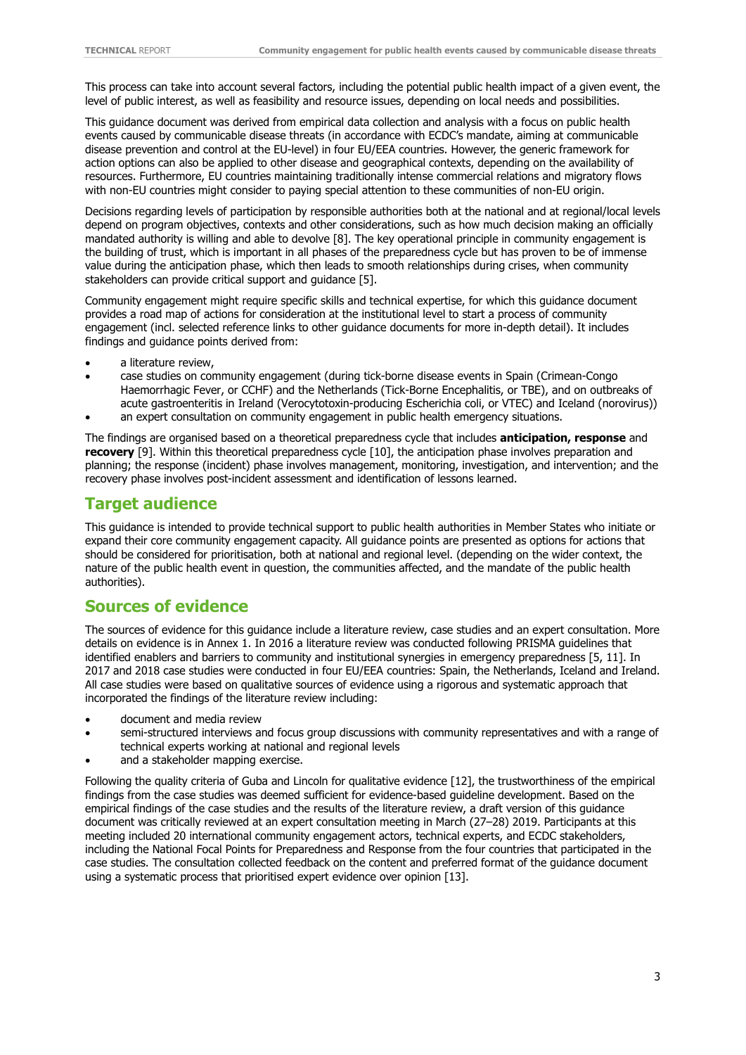This process can take into account several factors, including the potential public health impact of a given event, the level of public interest, as well as feasibility and resource issues, depending on local needs and possibilities.

This guidance document was derived from empirical data collection and analysis with a focus on public health events caused by communicable disease threats (in accordance with ECDC's mandate, aiming at communicable disease prevention and control at the EU-level) in four EU/EEA countries. However, the generic framework for action options can also be applied to other disease and geographical contexts, depending on the availability of resources. Furthermore, EU countries maintaining traditionally intense commercial relations and migratory flows with non-EU countries might consider to paying special attention to these communities of non-EU origin.

Decisions regarding levels of participation by responsible authorities both at the national and at regional/local levels depend on program objectives, contexts and other considerations, such as how much decision making an officially mandated authority is willing and able to devolve [8]. The key operational principle in community engagement is the building of trust, which is important in all phases of the preparedness cycle but has proven to be of immense value during the anticipation phase, which then leads to smooth relationships during crises, when community stakeholders can provide critical support and guidance [5].

Community engagement might require specific skills and technical expertise, for which this guidance document provides a road map of actions for consideration at the institutional level to start a process of community engagement (incl. selected reference links to other guidance documents for more in-depth detail). It includes findings and guidance points derived from:

- a literature review,
- case studies on community engagement (during tick-borne disease events in Spain (Crimean-Congo Haemorrhagic Fever, or CCHF) and the Netherlands (Tick-Borne Encephalitis, or TBE), and on outbreaks of acute gastroenteritis in Ireland (Verocytotoxin-producing Escherichia coli, or VTEC) and Iceland (norovirus))
- an expert consultation on community engagement in public health emergency situations.

The findings are organised based on a theoretical preparedness cycle that includes **anticipation, response** and **recovery** [9]. Within this theoretical preparedness cycle [10], the anticipation phase involves preparation and planning; the response (incident) phase involves management, monitoring, investigation, and intervention; and the recovery phase involves post-incident assessment and identification of lessons learned.

## Target audience

This guidance is intended to provide technical support to public health authorities in Member States who initiate or expand their core community engagement capacity. All guidance points are presented as options for actions that should be considered for prioritisation, both at national and regional level. (depending on the wider context, the nature of the public health event in question, the communities affected, and the mandate of the public health authorities).

## Sources of evidence

The sources of evidence for this guidance include a literature review, case studies and an expert consultation. More details on evidence is in Annex 1. In 2016 a literature review was conducted following PRISMA guidelines that identified enablers and barriers to community and institutional synergies in emergency preparedness [5, 11]. In 2017 and 2018 case studies were conducted in four EU/EEA countries: Spain, the Netherlands, Iceland and Ireland. All case studies were based on qualitative sources of evidence using a rigorous and systematic approach that incorporated the findings of the literature review including:

- document and media review
- semi-structured interviews and focus group discussions with community representatives and with a range of technical experts working at national and regional levels
- and a stakeholder mapping exercise.

Following the quality criteria of Guba and Lincoln for qualitative evidence [12], the trustworthiness of the empirical findings from the case studies was deemed sufficient for evidence-based guideline development. Based on the empirical findings of the case studies and the results of the literature review, a draft version of this guidance document was critically reviewed at an expert consultation meeting in March (27–28) 2019. Participants at this meeting included 20 international community engagement actors, technical experts, and ECDC stakeholders, including the National Focal Points for Preparedness and Response from the four countries that participated in the case studies. The consultation collected feedback on the content and preferred format of the guidance document using a systematic process that prioritised expert evidence over opinion [13].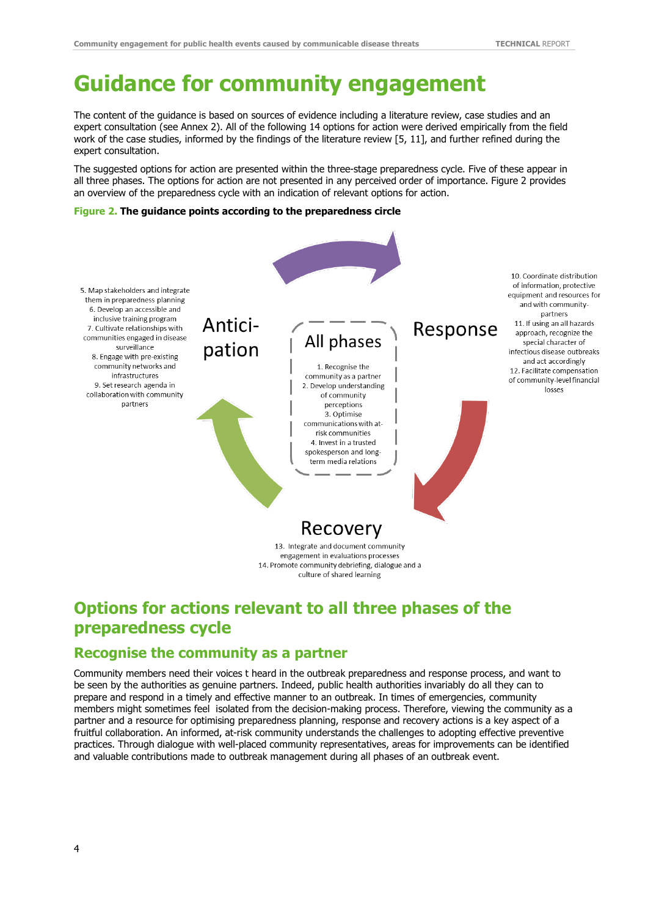# Guidance for community engagement

The content of the guidance is based on sources of evidence including a literature review, case studies and an expert consultation (see Annex 2). All of the following 14 options for action were derived empirically from the field work of the case studies, informed by the findings of the literature review [5, 11], and further refined during the expert consultation.

The suggested options for action are presented within the three-stage preparedness cycle. Five of these appear in all three phases. The options for action are not presented in any perceived order of importance. Figure 2 provides an overview of the preparedness cycle with an indication of relevant options for action.

**Figure 2. The guidance points according to the preparedness circle**

**Anticipation**

5. Map stakeholders and integrate them in preparedness planning
6. Develop an accessible and inclusive training program
7. Cultivate relationships with communities engaged in disease surveillance
8. Engage with pre-existing community networks and infrastructures
9. Set research agenda in collaboration with community partners

**All phases**

1. Recognise the community as a partner
2. Develop understanding of community perceptions
3. Optimise communications with at-risk communities
4. Invest in a trusted spokesperson and long-term media relations

**Response**

10. Coordinate distribution of information, protective equipment and resources for and with community-partners
11. If using an all hazards approach, recognize the special character of infectious disease outbreaks and act accordingly
12. Facilitate compensation of community-level financial losses

**Recovery**

13. Integrate and document community engagement in evaluations processes
14. Promote community debriefing, dialogue and a culture of shared learning

## Options for actions relevant to all three phases of the preparedness cycle

### Recognise the community as a partner

Community members need their voices t heard in the outbreak preparedness and response process, and want to be seen by the authorities as genuine partners. Indeed, public health authorities invariably do all they can to prepare and respond in a timely and effective manner to an outbreak. In times of emergencies, community members might sometimes feel isolated from the decision-making process. Therefore, viewing the community as a partner and a resource for optimising preparedness planning, response and recovery actions is a key aspect of a fruitful collaboration. An informed, at-risk community understands the challenges to adopting effective preventive practices. Through dialogue with well-placed community representatives, areas for improvements can be identified and valuable contributions made to outbreak management during all phases of an outbreak event.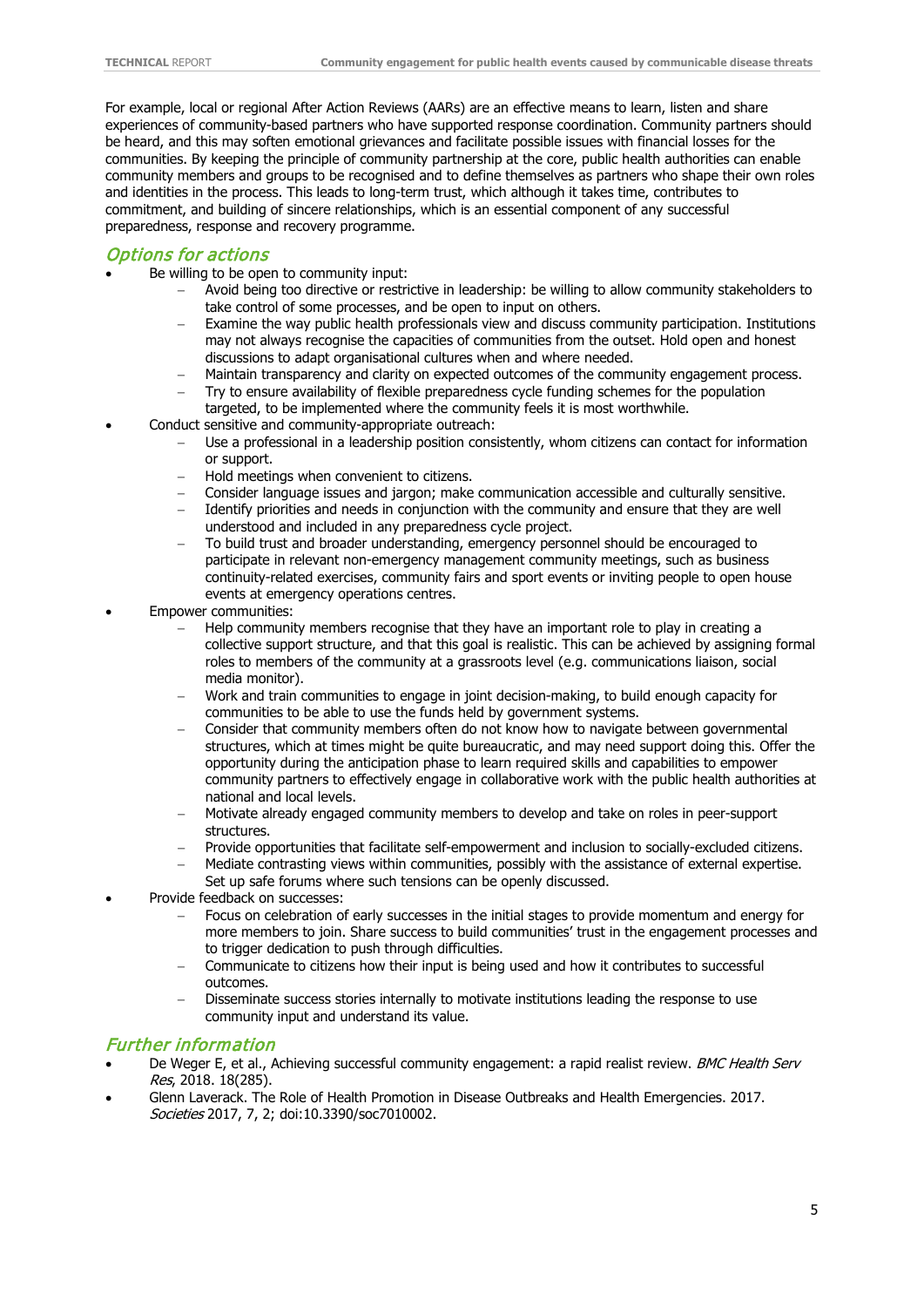For example, local or regional After Action Reviews (AARs) are an effective means to learn, listen and share experiences of community-based partners who have supported response coordination. Community partners should be heard, and this may soften emotional grievances and facilitate possible issues with financial losses for the communities. By keeping the principle of community partnership at the core, public health authorities can enable community members and groups to be recognised and to define themselves as partners who shape their own roles and identities in the process. This leads to long-term trust, which although it takes time, contributes to commitment, and building of sincere relationships, which is an essential component of any successful preparedness, response and recovery programme.

## Options for actions

- Be willing to be open to community input:
  - Avoid being too directive or restrictive in leadership: be willing to allow community stakeholders to take control of some processes, and be open to input on others.
  - Examine the way public health professionals view and discuss community participation. Institutions may not always recognise the capacities of communities from the outset. Hold open and honest discussions to adapt organisational cultures when and where needed.
  - Maintain transparency and clarity on expected outcomes of the community engagement process.
  - Try to ensure availability of flexible preparedness cycle funding schemes for the population targeted, to be implemented where the community feels it is most worthwhile.
- Conduct sensitive and community-appropriate outreach:
  - Use a professional in a leadership position consistently, whom citizens can contact for information or support.
  - Hold meetings when convenient to citizens.
  - Consider language issues and jargon; make communication accessible and culturally sensitive.
  - Identify priorities and needs in conjunction with the community and ensure that they are well understood and included in any preparedness cycle project.
  - To build trust and broader understanding, emergency personnel should be encouraged to participate in relevant non-emergency management community meetings, such as business continuity-related exercises, community fairs and sport events or inviting people to open house events at emergency operations centres.
- Empower communities:
  - Help community members recognise that they have an important role to play in creating a collective support structure, and that this goal is realistic. This can be achieved by assigning formal roles to members of the community at a grassroots level (e.g. communications liaison, social media monitor).
  - Work and train communities to engage in joint decision-making, to build enough capacity for communities to be able to use the funds held by government systems.
  - Consider that community members often do not know how to navigate between governmental structures, which at times might be quite bureaucratic, and may need support doing this. Offer the opportunity during the anticipation phase to learn required skills and capabilities to empower community partners to effectively engage in collaborative work with the public health authorities at national and local levels.
  - Motivate already engaged community members to develop and take on roles in peer-support structures.
  - Provide opportunities that facilitate self-empowerment and inclusion to socially-excluded citizens.
  - Mediate contrasting views within communities, possibly with the assistance of external expertise. Set up safe forums where such tensions can be openly discussed.
- Provide feedback on successes:
  - Focus on celebration of early successes in the initial stages to provide momentum and energy for more members to join. Share success to build communities' trust in the engagement processes and to trigger dedication to push through difficulties.
  - Communicate to citizens how their input is being used and how it contributes to successful outcomes.
  - Disseminate success stories internally to motivate institutions leading the response to use community input and understand its value.

## Further information

- De Weger E, et al., Achieving successful community engagement: a rapid realist review. *BMC Health Serv Res*, 2018. 18(285).
- Glenn Laverack. The Role of Health Promotion in Disease Outbreaks and Health Emergencies. 2017. *Societies* 2017, 7, 2; doi:10.3390/soc7010002.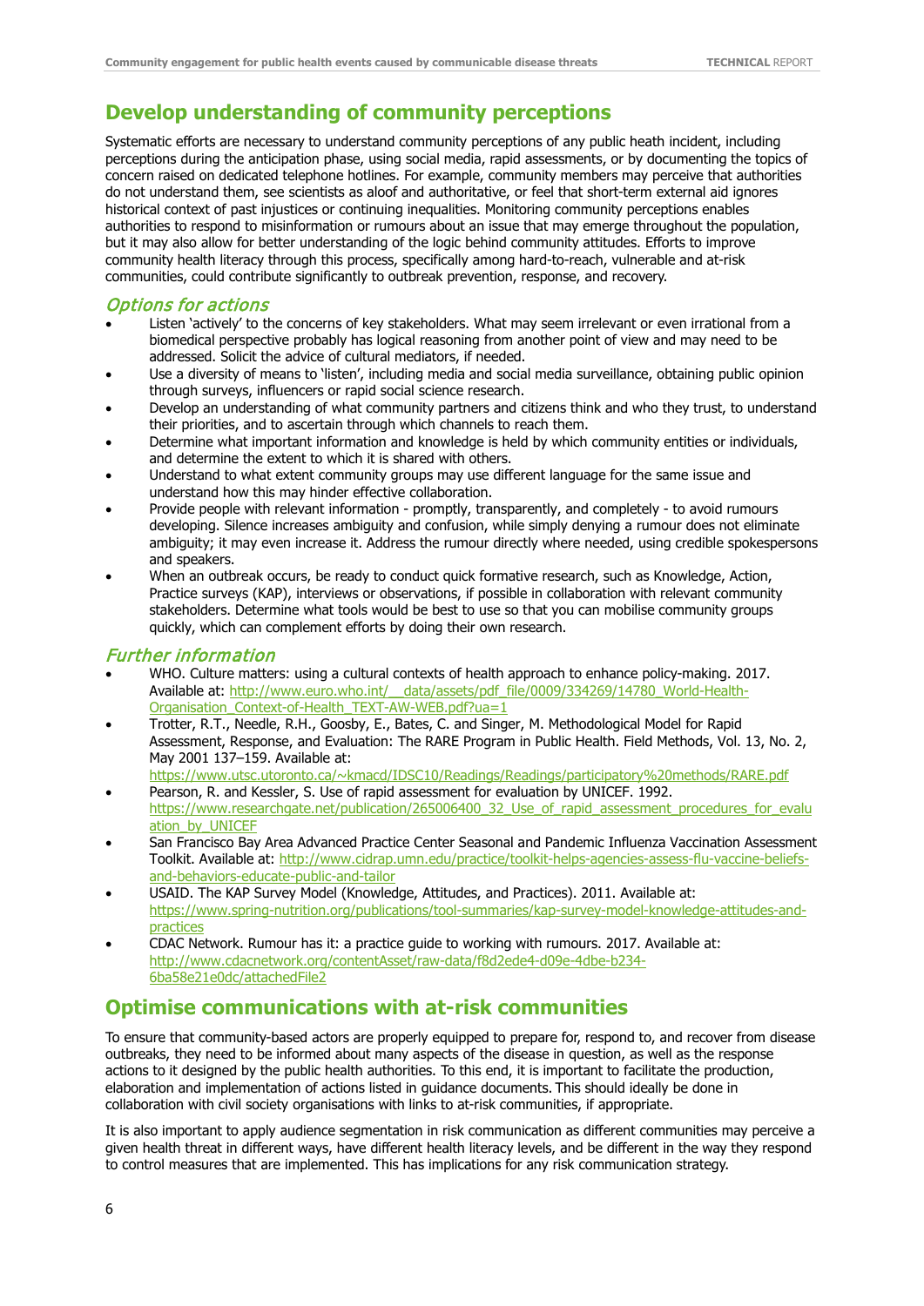## Develop understanding of community perceptions

Systematic efforts are necessary to understand community perceptions of any public heath incident, including perceptions during the anticipation phase, using social media, rapid assessments, or by documenting the topics of concern raised on dedicated telephone hotlines. For example, community members may perceive that authorities do not understand them, see scientists as aloof and authoritative, or feel that short-term external aid ignores historical context of past injustices or continuing inequalities. Monitoring community perceptions enables authorities to respond to misinformation or rumours about an issue that may emerge throughout the population, but it may also allow for better understanding of the logic behind community attitudes. Efforts to improve community health literacy through this process, specifically among hard-to-reach, vulnerable and at-risk communities, could contribute significantly to outbreak prevention, response, and recovery.

### *Options for actions*

- Listen 'actively' to the concerns of key stakeholders. What may seem irrelevant or even irrational from a biomedical perspective probably has logical reasoning from another point of view and may need to be addressed. Solicit the advice of cultural mediators, if needed.
- Use a diversity of means to 'listen', including media and social media surveillance, obtaining public opinion through surveys, influencers or rapid social science research.
- Develop an understanding of what community partners and citizens think and who they trust, to understand their priorities, and to ascertain through which channels to reach them.
- Determine what important information and knowledge is held by which community entities or individuals, and determine the extent to which it is shared with others.
- Understand to what extent community groups may use different language for the same issue and understand how this may hinder effective collaboration.
- Provide people with relevant information - promptly, transparently, and completely - to avoid rumours developing. Silence increases ambiguity and confusion, while simply denying a rumour does not eliminate ambiguity; it may even increase it. Address the rumour directly where needed, using credible spokespersons and speakers.
- When an outbreak occurs, be ready to conduct quick formative research, such as Knowledge, Action, Practice surveys (KAP), interviews or observations, if possible in collaboration with relevant community stakeholders. Determine what tools would be best to use so that you can mobilise community groups quickly, which can complement efforts by doing their own research.

### *Further information*

- WHO. Culture matters: using a cultural contexts of health approach to enhance policy-making. 2017. Available at: http://www.euro.who.int/__data/assets/pdf_file/0009/334269/14780_World-Health-Organisation_Context-of-Health_TEXT-AW-WEB.pdf?ua=1
- Trotter, R.T., Needle, R.H., Goosby, E., Bates, C. and Singer, M. Methodological Model for Rapid Assessment, Response, and Evaluation: The RARE Program in Public Health. Field Methods, Vol. 13, No. 2, May 2001 137–159. Available at: https://www.utsc.utoronto.ca/~kmacd/IDSC10/Readings/Readings/participatory%20methods/RARE.pdf
- Pearson, R. and Kessler, S. Use of rapid assessment for evaluation by UNICEF. 1992. https://www.researchgate.net/publication/265006400_32_Use_of_rapid_assessment_procedures_for_evaluation_by_UNICEF
- San Francisco Bay Area Advanced Practice Center Seasonal and Pandemic Influenza Vaccination Assessment Toolkit. Available at: http://www.cidrap.umn.edu/practice/toolkit-helps-agencies-assess-flu-vaccine-beliefs-and-behaviors-educate-public-and-tailor
- USAID. The KAP Survey Model (Knowledge, Attitudes, and Practices). 2011. Available at: https://www.spring-nutrition.org/publications/tool-summaries/kap-survey-model-knowledge-attitudes-and-practices
- CDAC Network. Rumour has it: a practice guide to working with rumours. 2017. Available at: http://www.cdacnetwork.org/contentAsset/raw-data/f8d2ede4-d09e-4dbe-b234-6ba58e21e0dc/attachedFile2

## Optimise communications with at-risk communities

To ensure that community-based actors are properly equipped to prepare for, respond to, and recover from disease outbreaks, they need to be informed about many aspects of the disease in question, as well as the response actions to it designed by the public health authorities. To this end, it is important to facilitate the production, elaboration and implementation of actions listed in guidance documents. This should ideally be done in collaboration with civil society organisations with links to at-risk communities, if appropriate.

It is also important to apply audience segmentation in risk communication as different communities may perceive a given health threat in different ways, have different health literacy levels, and be different in the way they respond to control measures that are implemented. This has implications for any risk communication strategy.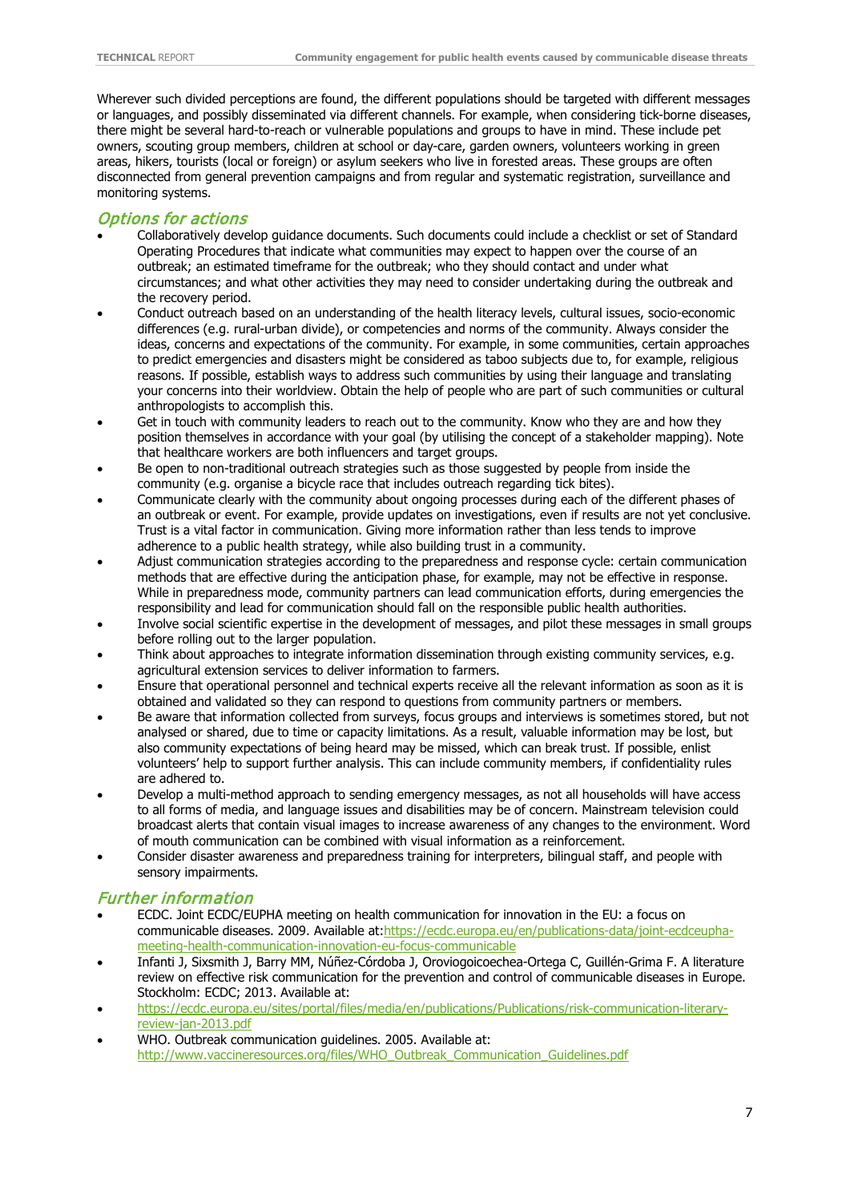Wherever such divided perceptions are found, the different populations should be targeted with different messages or languages, and possibly disseminated via different channels. For example, when considering tick-borne diseases, there might be several hard-to-reach or vulnerable populations and groups to have in mind. These include pet owners, scouting group members, children at school or day-care, garden owners, volunteers working in green areas, hikers, tourists (local or foreign) or asylum seekers who live in forested areas. These groups are often disconnected from general prevention campaigns and from regular and systematic registration, surveillance and monitoring systems.

## Options for actions

- Collaboratively develop guidance documents. Such documents could include a checklist or set of Standard Operating Procedures that indicate what communities may expect to happen over the course of an outbreak; an estimated timeframe for the outbreak; who they should contact and under what circumstances; and what other activities they may need to consider undertaking during the outbreak and the recovery period.
- Conduct outreach based on an understanding of the health literacy levels, cultural issues, socio-economic differences (e.g. rural-urban divide), or competencies and norms of the community. Always consider the ideas, concerns and expectations of the community. For example, in some communities, certain approaches to predict emergencies and disasters might be considered as taboo subjects due to, for example, religious reasons. If possible, establish ways to address such communities by using their language and translating your concerns into their worldview. Obtain the help of people who are part of such communities or cultural anthropologists to accomplish this.
- Get in touch with community leaders to reach out to the community. Know who they are and how they position themselves in accordance with your goal (by utilising the concept of a stakeholder mapping). Note that healthcare workers are both influencers and target groups.
- Be open to non-traditional outreach strategies such as those suggested by people from inside the community (e.g. organise a bicycle race that includes outreach regarding tick bites).
- Communicate clearly with the community about ongoing processes during each of the different phases of an outbreak or event. For example, provide updates on investigations, even if results are not yet conclusive. Trust is a vital factor in communication. Giving more information rather than less tends to improve adherence to a public health strategy, while also building trust in a community.
- Adjust communication strategies according to the preparedness and response cycle: certain communication methods that are effective during the anticipation phase, for example, may not be effective in response. While in preparedness mode, community partners can lead communication efforts, during emergencies the responsibility and lead for communication should fall on the responsible public health authorities.
- Involve social scientific expertise in the development of messages, and pilot these messages in small groups before rolling out to the larger population.
- Think about approaches to integrate information dissemination through existing community services, e.g. agricultural extension services to deliver information to farmers.
- Ensure that operational personnel and technical experts receive all the relevant information as soon as it is obtained and validated so they can respond to questions from community partners or members.
- Be aware that information collected from surveys, focus groups and interviews is sometimes stored, but not analysed or shared, due to time or capacity limitations. As a result, valuable information may be lost, but also community expectations of being heard may be missed, which can break trust. If possible, enlist volunteers' help to support further analysis. This can include community members, if confidentiality rules are adhered to.
- Develop a multi-method approach to sending emergency messages, as not all households will have access to all forms of media, and language issues and disabilities may be of concern. Mainstream television could broadcast alerts that contain visual images to increase awareness of any changes to the environment. Word of mouth communication can be combined with visual information as a reinforcement.
- Consider disaster awareness and preparedness training for interpreters, bilingual staff, and people with sensory impairments.

## Further information

- ECDC. Joint ECDC/EUPHA meeting on health communication for innovation in the EU: a focus on communicable diseases. 2009. Available at:https://ecdc.europa.eu/en/publications-data/joint-ecdceupha-meeting-health-communication-innovation-eu-focus-communicable
- Infanti J, Sixsmith J, Barry MM, Núñez-Córdoba J, Oroviogoicoechea-Ortega C, Guillén-Grima F. A literature review on effective risk communication for the prevention and control of communicable diseases in Europe. Stockholm: ECDC; 2013. Available at:
- https://ecdc.europa.eu/sites/portal/files/media/en/publications/Publications/risk-communication-literary-review-jan-2013.pdf
- WHO. Outbreak communication guidelines. 2005. Available at: http://www.vaccineresources.org/files/WHO_Outbreak_Communication_Guidelines.pdf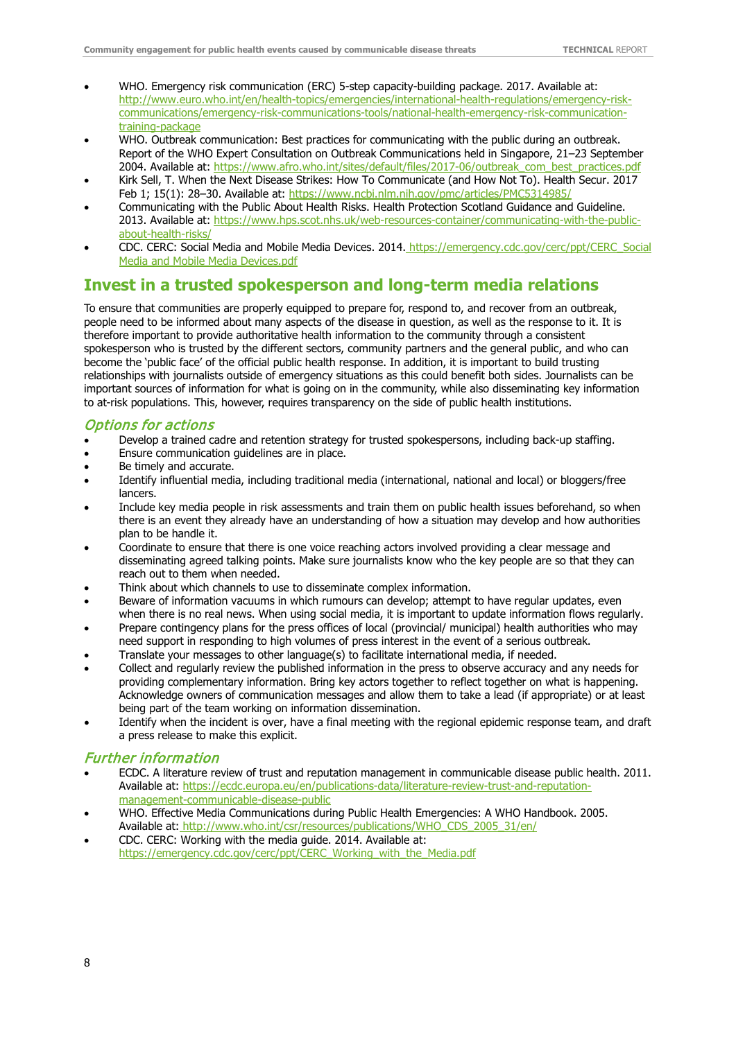- WHO. Emergency risk communication (ERC) 5-step capacity-building package. 2017. Available at: http://www.euro.who.int/en/health-topics/emergencies/international-health-regulations/emergency-risk-communications/emergency-risk-communications-tools/national-health-emergency-risk-communication-training-package
- WHO. Outbreak communication: Best practices for communicating with the public during an outbreak. Report of the WHO Expert Consultation on Outbreak Communications held in Singapore, 21–23 September 2004. Available at: https://www.afro.who.int/sites/default/files/2017-06/outbreak_com_best_practices.pdf
- Kirk Sell, T. When the Next Disease Strikes: How To Communicate (and How Not To). Health Secur. 2017 Feb 1; 15(1): 28–30. Available at: https://www.ncbi.nlm.nih.gov/pmc/articles/PMC5314985/
- Communicating with the Public About Health Risks. Health Protection Scotland Guidance and Guideline. 2013. Available at: https://www.hps.scot.nhs.uk/web-resources-container/communicating-with-the-public-about-health-risks/
- CDC. CERC: Social Media and Mobile Media Devices. 2014. https://emergency.cdc.gov/cerc/ppt/CERC_Social Media and Mobile Media Devices.pdf

## Invest in a trusted spokesperson and long-term media relations

To ensure that communities are properly equipped to prepare for, respond to, and recover from an outbreak, people need to be informed about many aspects of the disease in question, as well as the response to it. It is therefore important to provide authoritative health information to the community through a consistent spokesperson who is trusted by the different sectors, community partners and the general public, and who can become the 'public face' of the official public health response. In addition, it is important to build trusting relationships with journalists outside of emergency situations as this could benefit both sides. Journalists can be important sources of information for what is going on in the community, while also disseminating key information to at-risk populations. This, however, requires transparency on the side of public health institutions.

### *Options for actions*

- Develop a trained cadre and retention strategy for trusted spokespersons, including back-up staffing.
- Ensure communication guidelines are in place.
- Be timely and accurate.
- Identify influential media, including traditional media (international, national and local) or bloggers/free lancers.
- Include key media people in risk assessments and train them on public health issues beforehand, so when there is an event they already have an understanding of how a situation may develop and how authorities plan to be handle it.
- Coordinate to ensure that there is one voice reaching actors involved providing a clear message and disseminating agreed talking points. Make sure journalists know who the key people are so that they can reach out to them when needed.
- Think about which channels to use to disseminate complex information.
- Beware of information vacuums in which rumours can develop; attempt to have regular updates, even when there is no real news. When using social media, it is important to update information flows regularly.
- Prepare contingency plans for the press offices of local (provincial/ municipal) health authorities who may need support in responding to high volumes of press interest in the event of a serious outbreak.
- Translate your messages to other language(s) to facilitate international media, if needed.
- Collect and regularly review the published information in the press to observe accuracy and any needs for providing complementary information. Bring key actors together to reflect together on what is happening. Acknowledge owners of communication messages and allow them to take a lead (if appropriate) or at least being part of the team working on information dissemination.
- Identify when the incident is over, have a final meeting with the regional epidemic response team, and draft a press release to make this explicit.

### *Further information*

- ECDC. A literature review of trust and reputation management in communicable disease public health. 2011. Available at: https://ecdc.europa.eu/en/publications-data/literature-review-trust-and-reputation-management-communicable-disease-public
- WHO. Effective Media Communications during Public Health Emergencies: A WHO Handbook. 2005. Available at: http://www.who.int/csr/resources/publications/WHO_CDS_2005_31/en/
- CDC. CERC: Working with the media guide. 2014. Available at: https://emergency.cdc.gov/cerc/ppt/CERC_Working_with_the_Media.pdf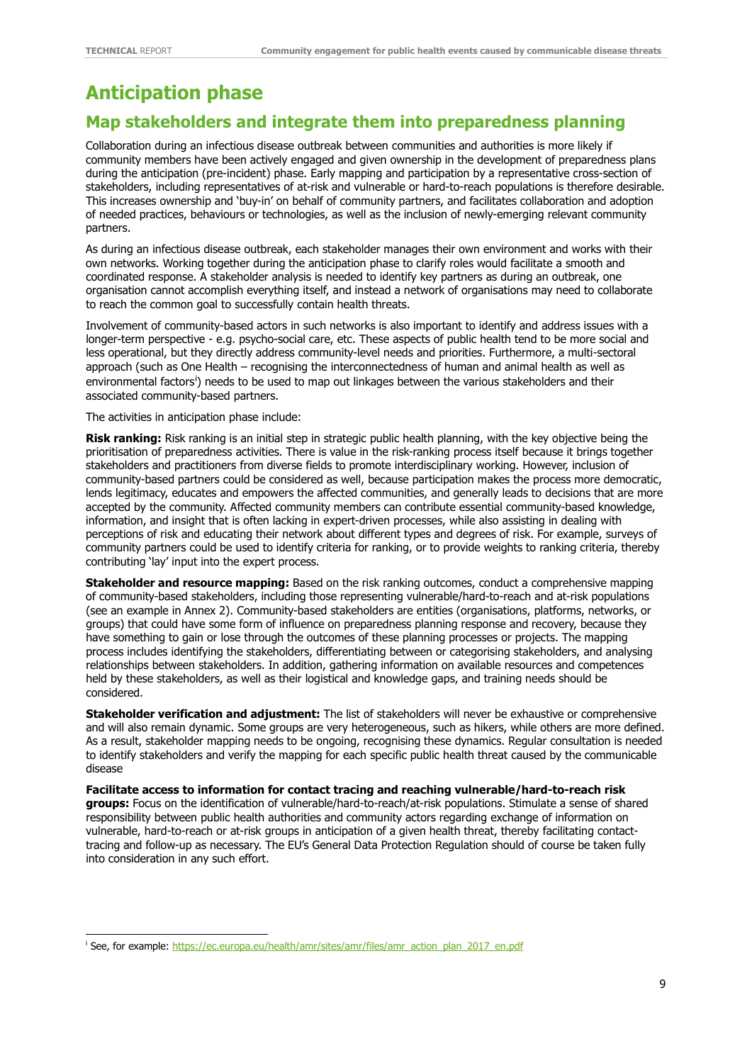# Anticipation phase

## Map stakeholders and integrate them into preparedness planning

Collaboration during an infectious disease outbreak between communities and authorities is more likely if community members have been actively engaged and given ownership in the development of preparedness plans during the anticipation (pre-incident) phase. Early mapping and participation by a representative cross-section of stakeholders, including representatives of at-risk and vulnerable or hard-to-reach populations is therefore desirable. This increases ownership and 'buy-in' on behalf of community partners, and facilitates collaboration and adoption of needed practices, behaviours or technologies, as well as the inclusion of newly-emerging relevant community partners.

As during an infectious disease outbreak, each stakeholder manages their own environment and works with their own networks. Working together during the anticipation phase to clarify roles would facilitate a smooth and coordinated response. A stakeholder analysis is needed to identify key partners as during an outbreak, one organisation cannot accomplish everything itself, and instead a network of organisations may need to collaborate to reach the common goal to successfully contain health threats.

Involvement of community-based actors in such networks is also important to identify and address issues with a longer-term perspective - e.g. psycho-social care, etc. These aspects of public health tend to be more social and less operational, but they directly address community-level needs and priorities. Furthermore, a multi-sectoral approach (such as One Health – recognising the interconnectedness of human and animal health as well as environmental factors[i]) needs to be used to map out linkages between the various stakeholders and their associated community-based partners.

The activities in anticipation phase include:

**Risk ranking:** Risk ranking is an initial step in strategic public health planning, with the key objective being the prioritisation of preparedness activities. There is value in the risk-ranking process itself because it brings together stakeholders and practitioners from diverse fields to promote interdisciplinary working. However, inclusion of community-based partners could be considered as well, because participation makes the process more democratic, lends legitimacy, educates and empowers the affected communities, and generally leads to decisions that are more accepted by the community. Affected community members can contribute essential community-based knowledge, information, and insight that is often lacking in expert-driven processes, while also assisting in dealing with perceptions of risk and educating their network about different types and degrees of risk. For example, surveys of community partners could be used to identify criteria for ranking, or to provide weights to ranking criteria, thereby contributing 'lay' input into the expert process.

**Stakeholder and resource mapping:** Based on the risk ranking outcomes, conduct a comprehensive mapping of community-based stakeholders, including those representing vulnerable/hard-to-reach and at-risk populations (see an example in Annex 2). Community-based stakeholders are entities (organisations, platforms, networks, or groups) that could have some form of influence on preparedness planning response and recovery, because they have something to gain or lose through the outcomes of these planning processes or projects. The mapping process includes identifying the stakeholders, differentiating between or categorising stakeholders, and analysing relationships between stakeholders. In addition, gathering information on available resources and competences held by these stakeholders, as well as their logistical and knowledge gaps, and training needs should be considered.

**Stakeholder verification and adjustment:** The list of stakeholders will never be exhaustive or comprehensive and will also remain dynamic. Some groups are very heterogeneous, such as hikers, while others are more defined. As a result, stakeholder mapping needs to be ongoing, recognising these dynamics. Regular consultation is needed to identify stakeholders and verify the mapping for each specific public health threat caused by the communicable disease

**Facilitate access to information for contact tracing and reaching vulnerable/hard-to-reach risk groups:** Focus on the identification of vulnerable/hard-to-reach/at-risk populations. Stimulate a sense of shared responsibility between public health authorities and community actors regarding exchange of information on vulnerable, hard-to-reach or at-risk groups in anticipation of a given health threat, thereby facilitating contact-tracing and follow-up as necessary. The EU's General Data Protection Regulation should of course be taken fully into consideration in any such effort.

---

[i] See, for example: https://ec.europa.eu/health/amr/sites/amr/files/amr_action_plan_2017_en.pdf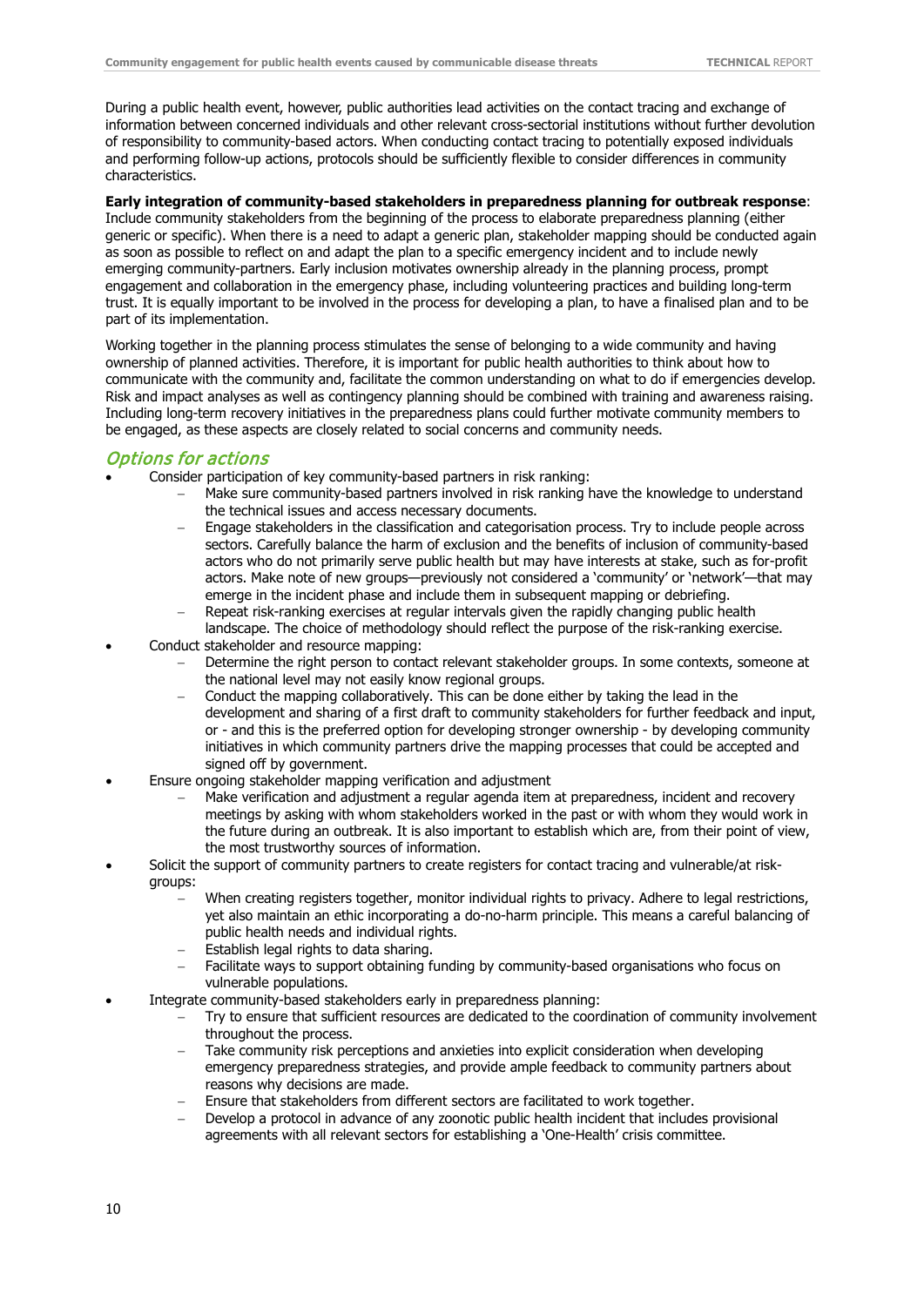During a public health event, however, public authorities lead activities on the contact tracing and exchange of information between concerned individuals and other relevant cross-sectorial institutions without further devolution of responsibility to community-based actors. When conducting contact tracing to potentially exposed individuals and performing follow-up actions, protocols should be sufficiently flexible to consider differences in community characteristics.

**Early integration of community-based stakeholders in preparedness planning for outbreak response**: Include community stakeholders from the beginning of the process to elaborate preparedness planning (either generic or specific). When there is a need to adapt a generic plan, stakeholder mapping should be conducted again as soon as possible to reflect on and adapt the plan to a specific emergency incident and to include newly emerging community-partners. Early inclusion motivates ownership already in the planning process, prompt engagement and collaboration in the emergency phase, including volunteering practices and building long-term trust. It is equally important to be involved in the process for developing a plan, to have a finalised plan and to be part of its implementation.

Working together in the planning process stimulates the sense of belonging to a wide community and having ownership of planned activities. Therefore, it is important for public health authorities to think about how to communicate with the community and, facilitate the common understanding on what to do if emergencies develop. Risk and impact analyses as well as contingency planning should be combined with training and awareness raising. Including long-term recovery initiatives in the preparedness plans could further motivate community members to be engaged, as these aspects are closely related to social concerns and community needs.

## *Options for actions*

- Consider participation of key community-based partners in risk ranking:
  - Make sure community-based partners involved in risk ranking have the knowledge to understand the technical issues and access necessary documents.
  - Engage stakeholders in the classification and categorisation process. Try to include people across sectors. Carefully balance the harm of exclusion and the benefits of inclusion of community-based actors who do not primarily serve public health but may have interests at stake, such as for-profit actors. Make note of new groups—previously not considered a 'community' or 'network'—that may emerge in the incident phase and include them in subsequent mapping or debriefing.
  - Repeat risk-ranking exercises at regular intervals given the rapidly changing public health landscape. The choice of methodology should reflect the purpose of the risk-ranking exercise.
- Conduct stakeholder and resource mapping:
  - Determine the right person to contact relevant stakeholder groups. In some contexts, someone at the national level may not easily know regional groups.
  - Conduct the mapping collaboratively. This can be done either by taking the lead in the development and sharing of a first draft to community stakeholders for further feedback and input, or - and this is the preferred option for developing stronger ownership - by developing community initiatives in which community partners drive the mapping processes that could be accepted and signed off by government.
- Ensure ongoing stakeholder mapping verification and adjustment
  - Make verification and adjustment a regular agenda item at preparedness, incident and recovery meetings by asking with whom stakeholders worked in the past or with whom they would work in the future during an outbreak. It is also important to establish which are, from their point of view, the most trustworthy sources of information.
- Solicit the support of community partners to create registers for contact tracing and vulnerable/at risk-groups:
  - When creating registers together, monitor individual rights to privacy. Adhere to legal restrictions, yet also maintain an ethic incorporating a do-no-harm principle. This means a careful balancing of public health needs and individual rights.
  - Establish legal rights to data sharing.
  - Facilitate ways to support obtaining funding by community-based organisations who focus on vulnerable populations.
- Integrate community-based stakeholders early in preparedness planning:
  - Try to ensure that sufficient resources are dedicated to the coordination of community involvement throughout the process.
  - Take community risk perceptions and anxieties into explicit consideration when developing emergency preparedness strategies, and provide ample feedback to community partners about reasons why decisions are made.
  - Ensure that stakeholders from different sectors are facilitated to work together.
  - Develop a protocol in advance of any zoonotic public health incident that includes provisional agreements with all relevant sectors for establishing a 'One-Health' crisis committee.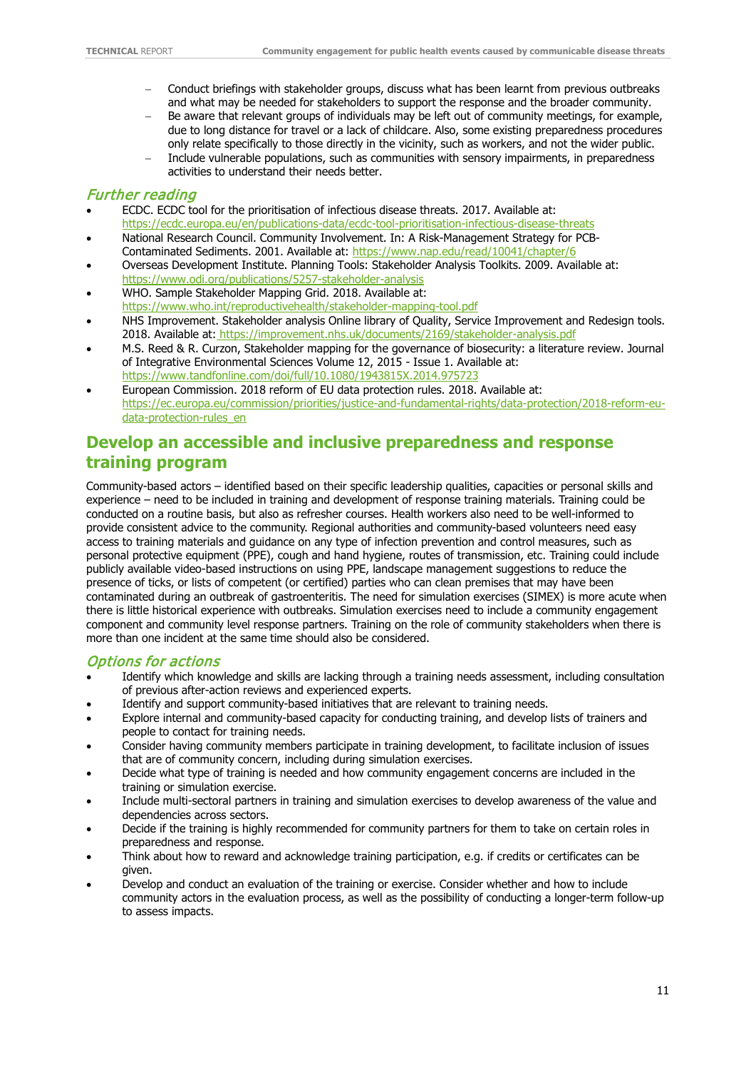- Conduct briefings with stakeholder groups, discuss what has been learnt from previous outbreaks and what may be needed for stakeholders to support the response and the broader community.
- Be aware that relevant groups of individuals may be left out of community meetings, for example, due to long distance for travel or a lack of childcare. Also, some existing preparedness procedures only relate specifically to those directly in the vicinity, such as workers, and not the wider public.
- Include vulnerable populations, such as communities with sensory impairments, in preparedness activities to understand their needs better.

### *Further reading*

- ECDC. ECDC tool for the prioritisation of infectious disease threats. 2017. Available at: https://ecdc.europa.eu/en/publications-data/ecdc-tool-prioritisation-infectious-disease-threats
- National Research Council. Community Involvement. In: A Risk-Management Strategy for PCB-Contaminated Sediments. 2001. Available at: https://www.nap.edu/read/10041/chapter/6
- Overseas Development Institute. Planning Tools: Stakeholder Analysis Toolkits. 2009. Available at: https://www.odi.org/publications/5257-stakeholder-analysis
- WHO. Sample Stakeholder Mapping Grid. 2018. Available at: https://www.who.int/reproductivehealth/stakeholder-mapping-tool.pdf
- NHS Improvement. Stakeholder analysis Online library of Quality, Service Improvement and Redesign tools. 2018. Available at: https://improvement.nhs.uk/documents/2169/stakeholder-analysis.pdf
- M.S. Reed & R. Curzon, Stakeholder mapping for the governance of biosecurity: a literature review. Journal of Integrative Environmental Sciences Volume 12, 2015 - Issue 1. Available at: https://www.tandfonline.com/doi/full/10.1080/1943815X.2014.975723
- European Commission. 2018 reform of EU data protection rules. 2018. Available at: https://ec.europa.eu/commission/priorities/justice-and-fundamental-rights/data-protection/2018-reform-eu-data-protection-rules_en

## Develop an accessible and inclusive preparedness and response training program

Community-based actors – identified based on their specific leadership qualities, capacities or personal skills and experience – need to be included in training and development of response training materials. Training could be conducted on a routine basis, but also as refresher courses. Health workers also need to be well-informed to provide consistent advice to the community. Regional authorities and community-based volunteers need easy access to training materials and guidance on any type of infection prevention and control measures, such as personal protective equipment (PPE), cough and hand hygiene, routes of transmission, etc. Training could include publicly available video-based instructions on using PPE, landscape management suggestions to reduce the presence of ticks, or lists of competent (or certified) parties who can clean premises that may have been contaminated during an outbreak of gastroenteritis. The need for simulation exercises (SIMEX) is more acute when there is little historical experience with outbreaks. Simulation exercises need to include a community engagement component and community level response partners. Training on the role of community stakeholders when there is more than one incident at the same time should also be considered.

### *Options for actions*

- Identify which knowledge and skills are lacking through a training needs assessment, including consultation of previous after-action reviews and experienced experts.
- Identify and support community-based initiatives that are relevant to training needs.
- Explore internal and community-based capacity for conducting training, and develop lists of trainers and people to contact for training needs.
- Consider having community members participate in training development, to facilitate inclusion of issues that are of community concern, including during simulation exercises.
- Decide what type of training is needed and how community engagement concerns are included in the training or simulation exercise.
- Include multi-sectoral partners in training and simulation exercises to develop awareness of the value and dependencies across sectors.
- Decide if the training is highly recommended for community partners for them to take on certain roles in preparedness and response.
- Think about how to reward and acknowledge training participation, e.g. if credits or certificates can be given.
- Develop and conduct an evaluation of the training or exercise. Consider whether and how to include community actors in the evaluation process, as well as the possibility of conducting a longer-term follow-up to assess impacts.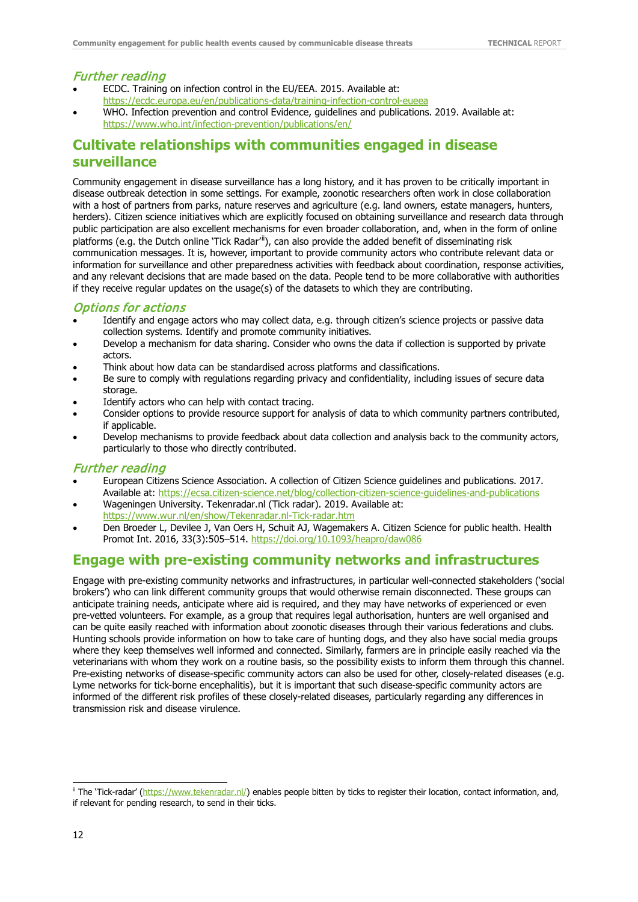### *Further reading*

- ECDC. Training on infection control in the EU/EEA. 2015. Available at: https://ecdc.europa.eu/en/publications-data/training-infection-control-eueea
- WHO. Infection prevention and control Evidence, guidelines and publications. 2019. Available at: https://www.who.int/infection-prevention/publications/en/

## Cultivate relationships with communities engaged in disease surveillance

Community engagement in disease surveillance has a long history, and it has proven to be critically important in disease outbreak detection in some settings. For example, zoonotic researchers often work in close collaboration with a host of partners from parks, nature reserves and agriculture (e.g. land owners, estate managers, hunters, herders). Citizen science initiatives which are explicitly focused on obtaining surveillance and research data through public participation are also excellent mechanisms for even broader collaboration, and, when in the form of online platforms (e.g. the Dutch online 'Tick Radar'[ii]), can also provide the added benefit of disseminating risk communication messages. It is, however, important to provide community actors who contribute relevant data or information for surveillance and other preparedness activities with feedback about coordination, response activities, and any relevant decisions that are made based on the data. People tend to be more collaborative with authorities if they receive regular updates on the usage(s) of the datasets to which they are contributing.

### *Options for actions*

- Identify and engage actors who may collect data, e.g. through citizen's science projects or passive data collection systems. Identify and promote community initiatives.
- Develop a mechanism for data sharing. Consider who owns the data if collection is supported by private actors.
- Think about how data can be standardised across platforms and classifications.
- Be sure to comply with regulations regarding privacy and confidentiality, including issues of secure data storage.
- Identify actors who can help with contact tracing.
- Consider options to provide resource support for analysis of data to which community partners contributed, if applicable.
- Develop mechanisms to provide feedback about data collection and analysis back to the community actors, particularly to those who directly contributed.

### *Further reading*

- European Citizens Science Association. A collection of Citizen Science guidelines and publications. 2017. Available at: https://ecsa.citizen-science.net/blog/collection-citizen-science-guidelines-and-publications
- Wageningen University. Tekenradar.nl (Tick radar). 2019. Available at: https://www.wur.nl/en/show/Tekenradar.nl-Tick-radar.htm
- Den Broeder L, Devilee J, Van Oers H, Schuit AJ, Wagemakers A. Citizen Science for public health. Health Promot Int. 2016, 33(3):505–514. https://doi.org/10.1093/heapro/daw086

## Engage with pre-existing community networks and infrastructures

Engage with pre-existing community networks and infrastructures, in particular well-connected stakeholders ('social brokers') who can link different community groups that would otherwise remain disconnected. These groups can anticipate training needs, anticipate where aid is required, and they may have networks of experienced or even pre-vetted volunteers. For example, as a group that requires legal authorisation, hunters are well organised and can be quite easily reached with information about zoonotic diseases through their various federations and clubs. Hunting schools provide information on how to take care of hunting dogs, and they also have social media groups where they keep themselves well informed and connected. Similarly, farmers are in principle easily reached via the veterinarians with whom they work on a routine basis, so the possibility exists to inform them through this channel. Pre-existing networks of disease-specific community actors can also be used for other, closely-related diseases (e.g. Lyme networks for tick-borne encephalitis), but it is important that such disease-specific community actors are informed of the different risk profiles of these closely-related diseases, particularly regarding any differences in transmission risk and disease virulence.

---

[ii] The 'Tick-radar' (https://www.tekenradar.nl/) enables people bitten by ticks to register their location, contact information, and, if relevant for pending research, to send in their ticks.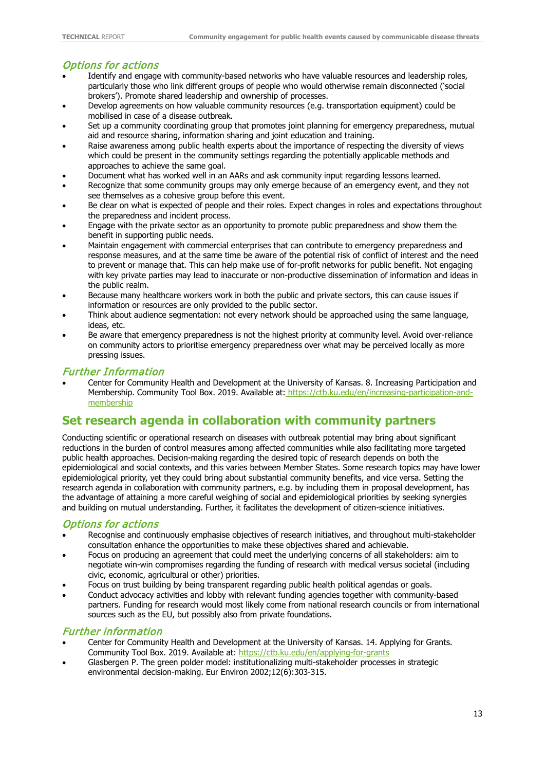### *Options for actions*

- Identify and engage with community-based networks who have valuable resources and leadership roles, particularly those who link different groups of people who would otherwise remain disconnected ('social brokers'). Promote shared leadership and ownership of processes.
- Develop agreements on how valuable community resources (e.g. transportation equipment) could be mobilised in case of a disease outbreak.
- Set up a community coordinating group that promotes joint planning for emergency preparedness, mutual aid and resource sharing, information sharing and joint education and training.
- Raise awareness among public health experts about the importance of respecting the diversity of views which could be present in the community settings regarding the potentially applicable methods and approaches to achieve the same goal.
- Document what has worked well in an AARs and ask community input regarding lessons learned.
- Recognize that some community groups may only emerge because of an emergency event, and they not see themselves as a cohesive group before this event.
- Be clear on what is expected of people and their roles. Expect changes in roles and expectations throughout the preparedness and incident process.
- Engage with the private sector as an opportunity to promote public preparedness and show them the benefit in supporting public needs.
- Maintain engagement with commercial enterprises that can contribute to emergency preparedness and response measures, and at the same time be aware of the potential risk of conflict of interest and the need to prevent or manage that. This can help make use of for-profit networks for public benefit. Not engaging with key private parties may lead to inaccurate or non-productive dissemination of information and ideas in the public realm.
- Because many healthcare workers work in both the public and private sectors, this can cause issues if information or resources are only provided to the public sector.
- Think about audience segmentation: not every network should be approached using the same language, ideas, etc.
- Be aware that emergency preparedness is not the highest priority at community level. Avoid over-reliance on community actors to prioritise emergency preparedness over what may be perceived locally as more pressing issues.

### *Further Information*

- Center for Community Health and Development at the University of Kansas. 8. Increasing Participation and Membership. Community Tool Box. 2019. Available at: https://ctb.ku.edu/en/increasing-participation-and-membership

## Set research agenda in collaboration with community partners

Conducting scientific or operational research on diseases with outbreak potential may bring about significant reductions in the burden of control measures among affected communities while also facilitating more targeted public health approaches. Decision-making regarding the desired topic of research depends on both the epidemiological and social contexts, and this varies between Member States. Some research topics may have lower epidemiological priority, yet they could bring about substantial community benefits, and vice versa. Setting the research agenda in collaboration with community partners, e.g. by including them in proposal development, has the advantage of attaining a more careful weighing of social and epidemiological priorities by seeking synergies and building on mutual understanding. Further, it facilitates the development of citizen-science initiatives.

### *Options for actions*

- Recognise and continuously emphasise objectives of research initiatives, and throughout multi-stakeholder consultation enhance the opportunities to make these objectives shared and achievable.
- Focus on producing an agreement that could meet the underlying concerns of all stakeholders: aim to negotiate win-win compromises regarding the funding of research with medical versus societal (including civic, economic, agricultural or other) priorities.
- Focus on trust building by being transparent regarding public health political agendas or goals.
- Conduct advocacy activities and lobby with relevant funding agencies together with community-based partners. Funding for research would most likely come from national research councils or from international sources such as the EU, but possibly also from private foundations.

### *Further information*

- Center for Community Health and Development at the University of Kansas. 14. Applying for Grants. Community Tool Box. 2019. Available at: https://ctb.ku.edu/en/applying-for-grants
- Glasbergen P. The green polder model: institutionalizing multi-stakeholder processes in strategic environmental decision-making. Eur Environ 2002;12(6):303-315.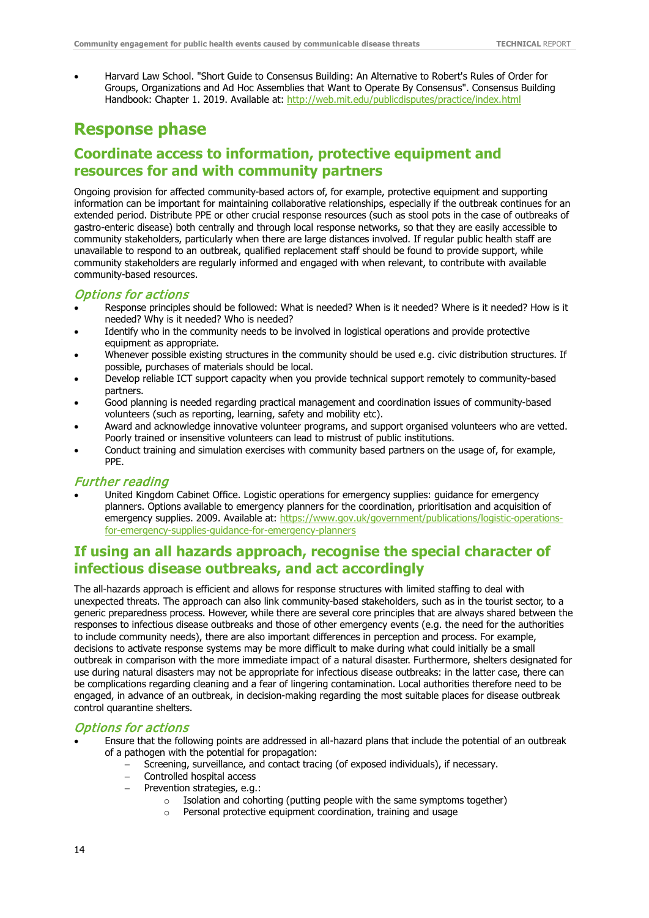- Harvard Law School. "Short Guide to Consensus Building: An Alternative to Robert's Rules of Order for Groups, Organizations and Ad Hoc Assemblies that Want to Operate By Consensus". Consensus Building Handbook: Chapter 1. 2019. Available at: http://web.mit.edu/publicdisputes/practice/index.html

# Response phase

## Coordinate access to information, protective equipment and resources for and with community partners

Ongoing provision for affected community-based actors of, for example, protective equipment and supporting information can be important for maintaining collaborative relationships, especially if the outbreak continues for an extended period. Distribute PPE or other crucial response resources (such as stool pots in the case of outbreaks of gastro-enteric disease) both centrally and through local response networks, so that they are easily accessible to community stakeholders, particularly when there are large distances involved. If regular public health staff are unavailable to respond to an outbreak, qualified replacement staff should be found to provide support, while community stakeholders are regularly informed and engaged with when relevant, to contribute with available community-based resources.

### *Options for actions*

- Response principles should be followed: What is needed? When is it needed? Where is it needed? How is it needed? Why is it needed? Who is needed?
- Identify who in the community needs to be involved in logistical operations and provide protective equipment as appropriate.
- Whenever possible existing structures in the community should be used e.g. civic distribution structures. If possible, purchases of materials should be local.
- Develop reliable ICT support capacity when you provide technical support remotely to community-based partners.
- Good planning is needed regarding practical management and coordination issues of community-based volunteers (such as reporting, learning, safety and mobility etc).
- Award and acknowledge innovative volunteer programs, and support organised volunteers who are vetted. Poorly trained or insensitive volunteers can lead to mistrust of public institutions.
- Conduct training and simulation exercises with community based partners on the usage of, for example, PPE.

### *Further reading*

- United Kingdom Cabinet Office. Logistic operations for emergency supplies: guidance for emergency planners. Options available to emergency planners for the coordination, prioritisation and acquisition of emergency supplies. 2009. Available at: https://www.gov.uk/government/publications/logistic-operations-for-emergency-supplies-guidance-for-emergency-planners

## If using an all hazards approach, recognise the special character of infectious disease outbreaks, and act accordingly

The all-hazards approach is efficient and allows for response structures with limited staffing to deal with unexpected threats. The approach can also link community-based stakeholders, such as in the tourist sector, to a generic preparedness process. However, while there are several core principles that are always shared between the responses to infectious disease outbreaks and those of other emergency events (e.g. the need for the authorities to include community needs), there are also important differences in perception and process. For example, decisions to activate response systems may be more difficult to make during what could initially be a small outbreak in comparison with the more immediate impact of a natural disaster. Furthermore, shelters designated for use during natural disasters may not be appropriate for infectious disease outbreaks: in the latter case, there can be complications regarding cleaning and a fear of lingering contamination. Local authorities therefore need to be engaged, in advance of an outbreak, in decision-making regarding the most suitable places for disease outbreak control quarantine shelters.

### *Options for actions*

- Ensure that the following points are addressed in all-hazard plans that include the potential of an outbreak of a pathogen with the potential for propagation:
  - Screening, surveillance, and contact tracing (of exposed individuals), if necessary.
  - Controlled hospital access
  - Prevention strategies, e.g.:
    - Isolation and cohorting (putting people with the same symptoms together)
    - Personal protective equipment coordination, training and usage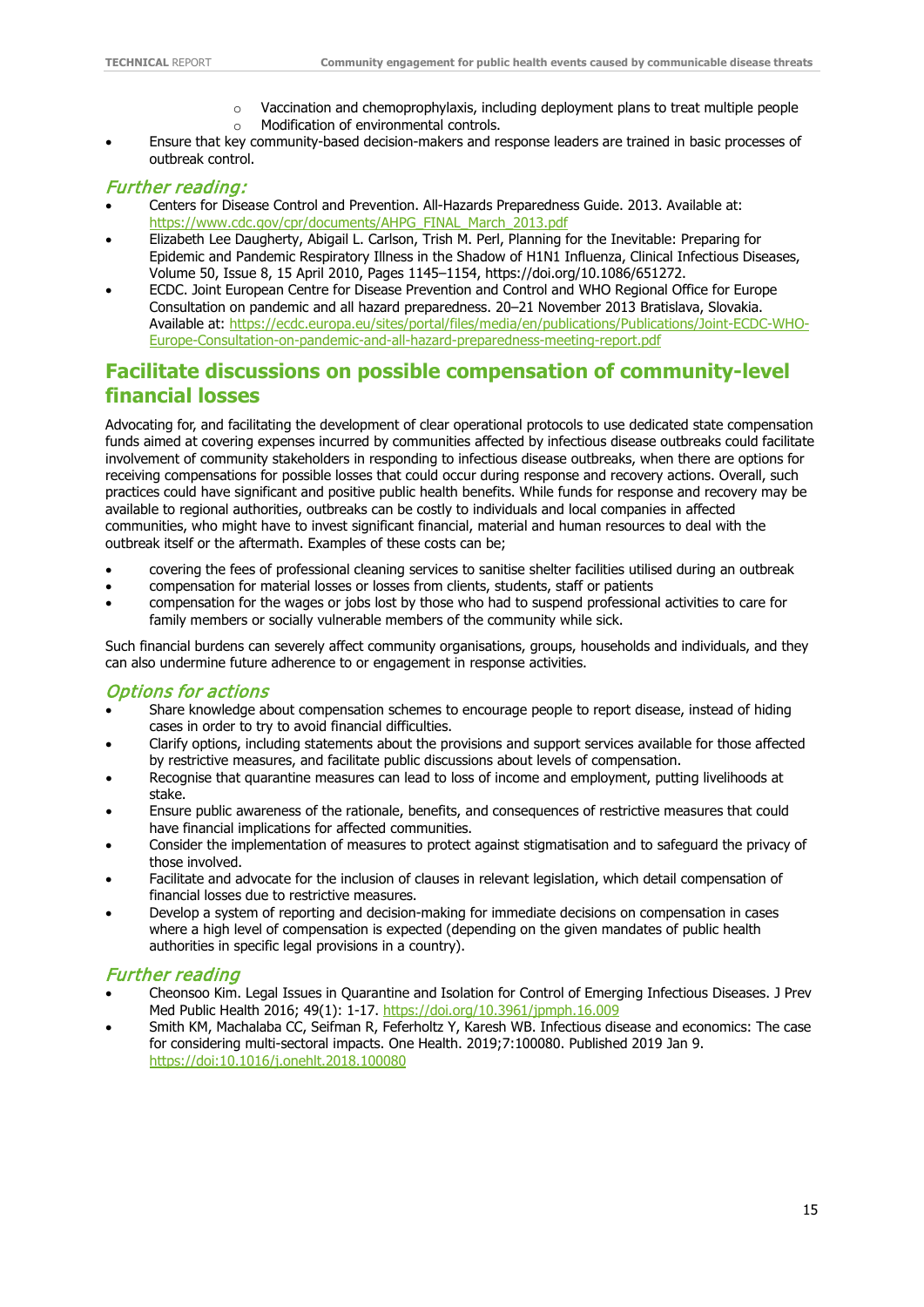- Vaccination and chemoprophylaxis, including deployment plans to treat multiple people
    - Modification of environmental controls.
- Ensure that key community-based decision-makers and response leaders are trained in basic processes of outbreak control.

### *Further reading:*

- Centers for Disease Control and Prevention. All-Hazards Preparedness Guide. 2013. Available at: https://www.cdc.gov/cpr/documents/AHPG_FINAL_March_2013.pdf
- Elizabeth Lee Daugherty, Abigail L. Carlson, Trish M. Perl, Planning for the Inevitable: Preparing for Epidemic and Pandemic Respiratory Illness in the Shadow of H1N1 Influenza, Clinical Infectious Diseases, Volume 50, Issue 8, 15 April 2010, Pages 1145–1154, https://doi.org/10.1086/651272.
- ECDC. Joint European Centre for Disease Prevention and Control and WHO Regional Office for Europe Consultation on pandemic and all hazard preparedness. 20–21 November 2013 Bratislava, Slovakia. Available at: https://ecdc.europa.eu/sites/portal/files/media/en/publications/Publications/Joint-ECDC-WHO-Europe-Consultation-on-pandemic-and-all-hazard-preparedness-meeting-report.pdf

## Facilitate discussions on possible compensation of community-level financial losses

Advocating for, and facilitating the development of clear operational protocols to use dedicated state compensation funds aimed at covering expenses incurred by communities affected by infectious disease outbreaks could facilitate involvement of community stakeholders in responding to infectious disease outbreaks, when there are options for receiving compensations for possible losses that could occur during response and recovery actions. Overall, such practices could have significant and positive public health benefits. While funds for response and recovery may be available to regional authorities, outbreaks can be costly to individuals and local companies in affected communities, who might have to invest significant financial, material and human resources to deal with the outbreak itself or the aftermath. Examples of these costs can be;

- covering the fees of professional cleaning services to sanitise shelter facilities utilised during an outbreak
- compensation for material losses or losses from clients, students, staff or patients
- compensation for the wages or jobs lost by those who had to suspend professional activities to care for family members or socially vulnerable members of the community while sick.

Such financial burdens can severely affect community organisations, groups, households and individuals, and they can also undermine future adherence to or engagement in response activities.

### *Options for actions*

- Share knowledge about compensation schemes to encourage people to report disease, instead of hiding cases in order to try to avoid financial difficulties.
- Clarify options, including statements about the provisions and support services available for those affected by restrictive measures, and facilitate public discussions about levels of compensation.
- Recognise that quarantine measures can lead to loss of income and employment, putting livelihoods at stake.
- Ensure public awareness of the rationale, benefits, and consequences of restrictive measures that could have financial implications for affected communities.
- Consider the implementation of measures to protect against stigmatisation and to safeguard the privacy of those involved.
- Facilitate and advocate for the inclusion of clauses in relevant legislation, which detail compensation of financial losses due to restrictive measures.
- Develop a system of reporting and decision-making for immediate decisions on compensation in cases where a high level of compensation is expected (depending on the given mandates of public health authorities in specific legal provisions in a country).

### *Further reading*

- Cheonsoo Kim. Legal Issues in Quarantine and Isolation for Control of Emerging Infectious Diseases. J Prev Med Public Health 2016; 49(1): 1-17. https://doi.org/10.3961/jpmph.16.009
- Smith KM, Machalaba CC, Seifman R, Feferholtz Y, Karesh WB. Infectious disease and economics: The case for considering multi-sectoral impacts. One Health. 2019;7:100080. Published 2019 Jan 9. https://doi:10.1016/j.onehlt.2018.100080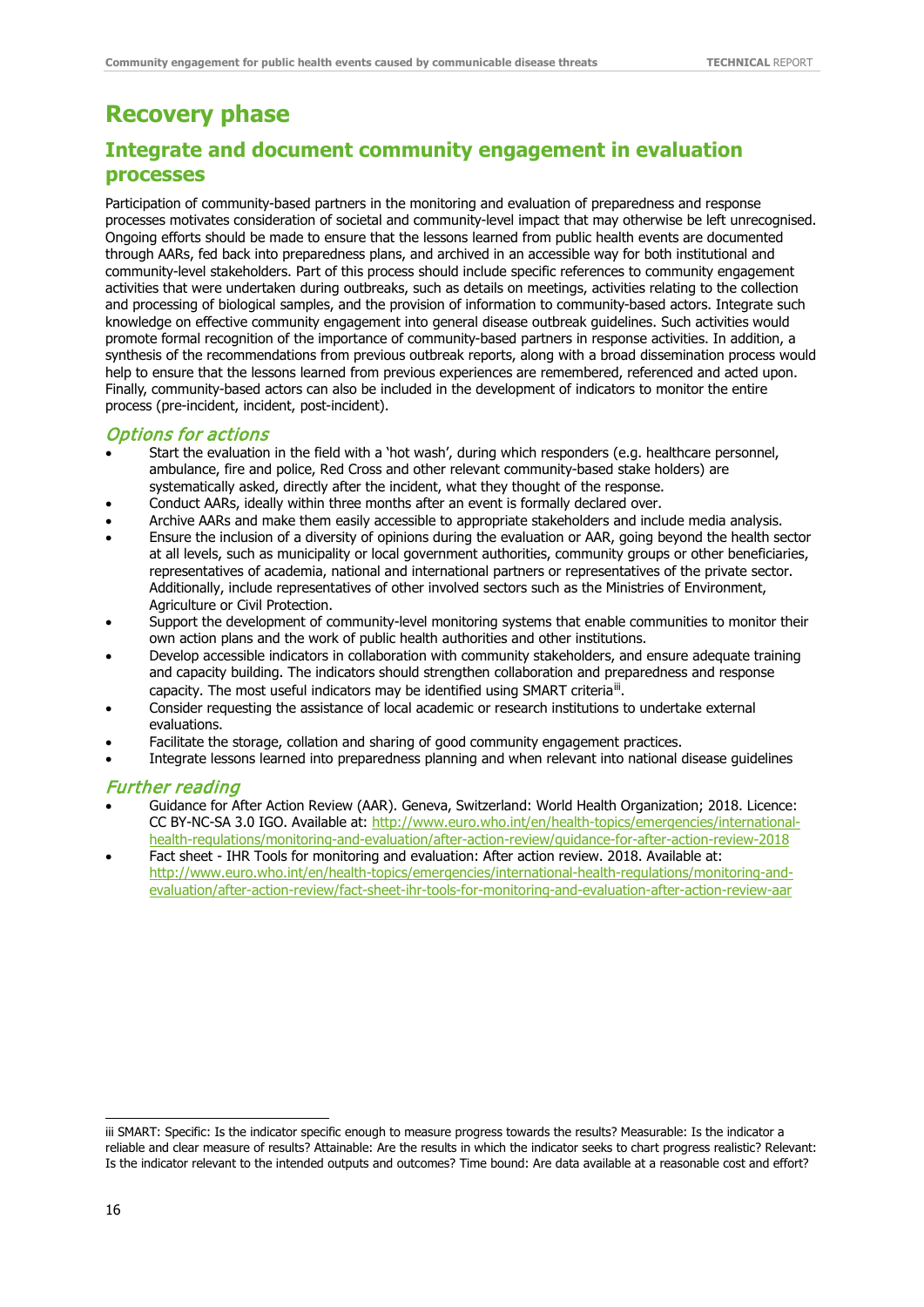# Recovery phase

## Integrate and document community engagement in evaluation processes

Participation of community-based partners in the monitoring and evaluation of preparedness and response processes motivates consideration of societal and community-level impact that may otherwise be left unrecognised. Ongoing efforts should be made to ensure that the lessons learned from public health events are documented through AARs, fed back into preparedness plans, and archived in an accessible way for both institutional and community-level stakeholders. Part of this process should include specific references to community engagement activities that were undertaken during outbreaks, such as details on meetings, activities relating to the collection and processing of biological samples, and the provision of information to community-based actors. Integrate such knowledge on effective community engagement into general disease outbreak guidelines. Such activities would promote formal recognition of the importance of community-based partners in response activities. In addition, a synthesis of the recommendations from previous outbreak reports, along with a broad dissemination process would help to ensure that the lessons learned from previous experiences are remembered, referenced and acted upon. Finally, community-based actors can also be included in the development of indicators to monitor the entire process (pre-incident, incident, post-incident).

### *Options for actions*

- Start the evaluation in the field with a 'hot wash', during which responders (e.g. healthcare personnel, ambulance, fire and police, Red Cross and other relevant community-based stake holders) are systematically asked, directly after the incident, what they thought of the response.
- Conduct AARs, ideally within three months after an event is formally declared over.
- Archive AARs and make them easily accessible to appropriate stakeholders and include media analysis.
- Ensure the inclusion of a diversity of opinions during the evaluation or AAR, going beyond the health sector at all levels, such as municipality or local government authorities, community groups or other beneficiaries, representatives of academia, national and international partners or representatives of the private sector. Additionally, include representatives of other involved sectors such as the Ministries of Environment, Agriculture or Civil Protection.
- Support the development of community-level monitoring systems that enable communities to monitor their own action plans and the work of public health authorities and other institutions.
- Develop accessible indicators in collaboration with community stakeholders, and ensure adequate training and capacity building. The indicators should strengthen collaboration and preparedness and response capacity. The most useful indicators may be identified using SMART criteria[iii].
- Consider requesting the assistance of local academic or research institutions to undertake external evaluations.
- Facilitate the storage, collation and sharing of good community engagement practices.
- Integrate lessons learned into preparedness planning and when relevant into national disease guidelines

### *Further reading*

- Guidance for After Action Review (AAR). Geneva, Switzerland: World Health Organization; 2018. Licence: CC BY-NC-SA 3.0 IGO. Available at: http://www.euro.who.int/en/health-topics/emergencies/international-health-regulations/monitoring-and-evaluation/after-action-review/guidance-for-after-action-review-2018
- Fact sheet - IHR Tools for monitoring and evaluation: After action review. 2018. Available at: http://www.euro.who.int/en/health-topics/emergencies/international-health-regulations/monitoring-and-evaluation/after-action-review/fact-sheet-ihr-tools-for-monitoring-and-evaluation-after-action-review-aar

---

iii SMART: Specific: Is the indicator specific enough to measure progress towards the results? Measurable: Is the indicator a reliable and clear measure of results? Attainable: Are the results in which the indicator seeks to chart progress realistic? Relevant: Is the indicator relevant to the intended outputs and outcomes? Time bound: Are data available at a reasonable cost and effort?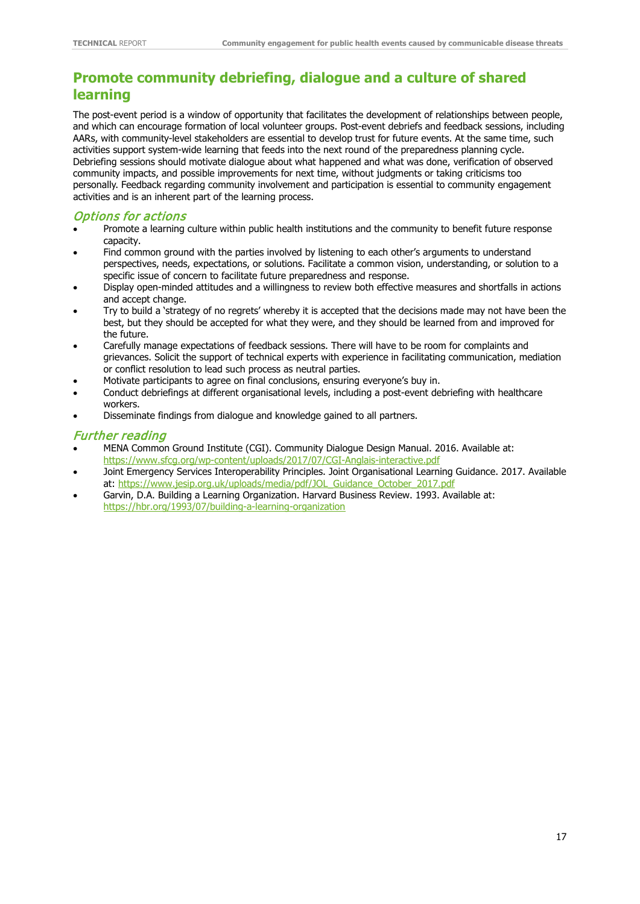## Promote community debriefing, dialogue and a culture of shared learning

The post-event period is a window of opportunity that facilitates the development of relationships between people, and which can encourage formation of local volunteer groups. Post-event debriefs and feedback sessions, including AARs, with community-level stakeholders are essential to develop trust for future events. At the same time, such activities support system-wide learning that feeds into the next round of the preparedness planning cycle. Debriefing sessions should motivate dialogue about what happened and what was done, verification of observed community impacts, and possible improvements for next time, without judgments or taking criticisms too personally. Feedback regarding community involvement and participation is essential to community engagement activities and is an inherent part of the learning process.

### *Options for actions*

- Promote a learning culture within public health institutions and the community to benefit future response capacity.
- Find common ground with the parties involved by listening to each other's arguments to understand perspectives, needs, expectations, or solutions. Facilitate a common vision, understanding, or solution to a specific issue of concern to facilitate future preparedness and response.
- Display open-minded attitudes and a willingness to review both effective measures and shortfalls in actions and accept change.
- Try to build a 'strategy of no regrets' whereby it is accepted that the decisions made may not have been the best, but they should be accepted for what they were, and they should be learned from and improved for the future.
- Carefully manage expectations of feedback sessions. There will have to be room for complaints and grievances. Solicit the support of technical experts with experience in facilitating communication, mediation or conflict resolution to lead such process as neutral parties.
- Motivate participants to agree on final conclusions, ensuring everyone's buy in.
- Conduct debriefings at different organisational levels, including a post-event debriefing with healthcare workers.
- Disseminate findings from dialogue and knowledge gained to all partners.

### *Further reading*

- MENA Common Ground Institute (CGI). Community Dialogue Design Manual. 2016. Available at: https://www.sfcg.org/wp-content/uploads/2017/07/CGI-Anglais-interactive.pdf
- Joint Emergency Services Interoperability Principles. Joint Organisational Learning Guidance. 2017. Available at: https://www.jesip.org.uk/uploads/media/pdf/JOL_Guidance_October_2017.pdf
- Garvin, D.A. Building a Learning Organization. Harvard Business Review. 1993. Available at: https://hbr.org/1993/07/building-a-learning-organization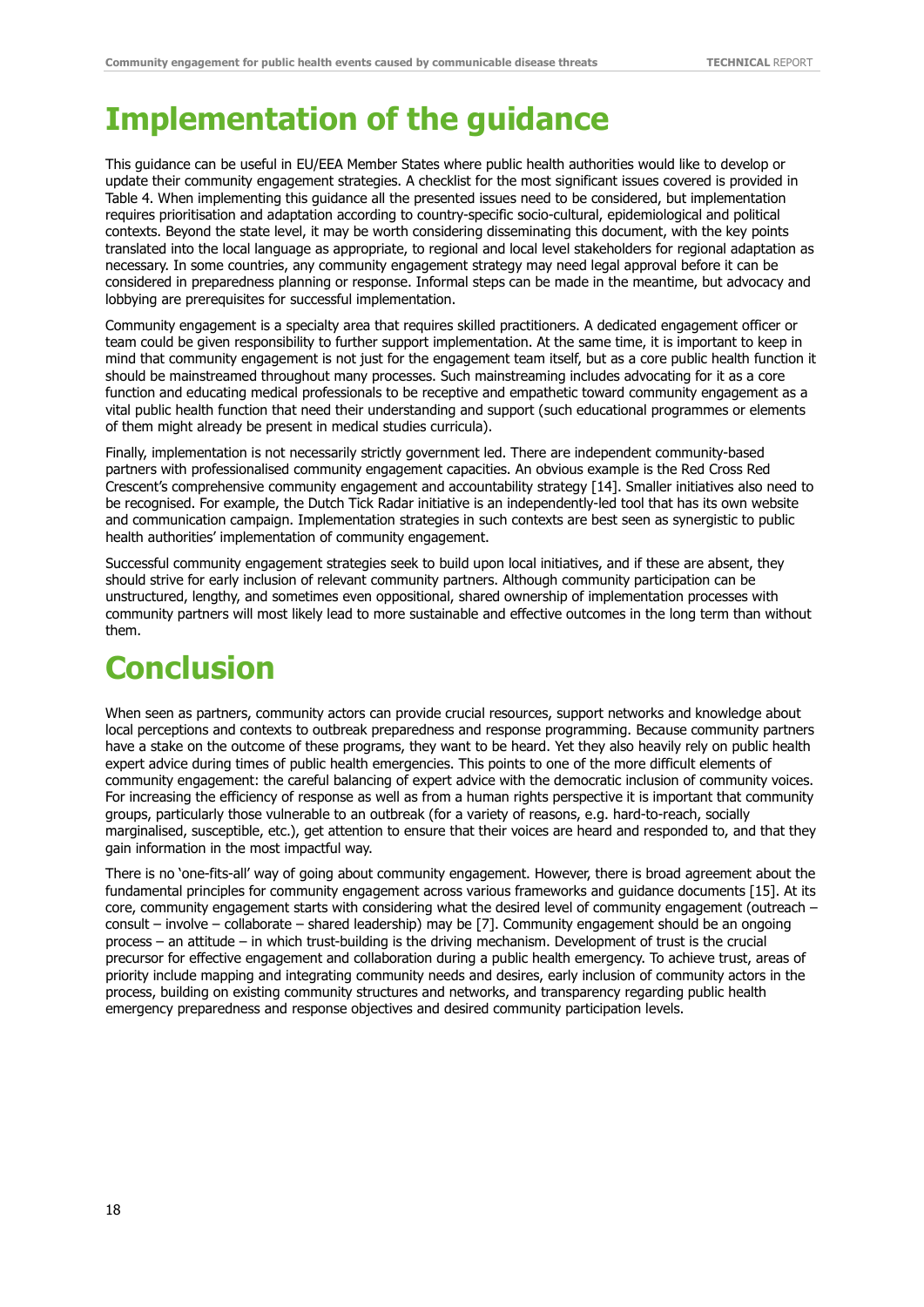# Implementation of the guidance

This guidance can be useful in EU/EEA Member States where public health authorities would like to develop or update their community engagement strategies. A checklist for the most significant issues covered is provided in Table 4. When implementing this guidance all the presented issues need to be considered, but implementation requires prioritisation and adaptation according to country-specific socio-cultural, epidemiological and political contexts. Beyond the state level, it may be worth considering disseminating this document, with the key points translated into the local language as appropriate, to regional and local level stakeholders for regional adaptation as necessary. In some countries, any community engagement strategy may need legal approval before it can be considered in preparedness planning or response. Informal steps can be made in the meantime, but advocacy and lobbying are prerequisites for successful implementation.

Community engagement is a specialty area that requires skilled practitioners. A dedicated engagement officer or team could be given responsibility to further support implementation. At the same time, it is important to keep in mind that community engagement is not just for the engagement team itself, but as a core public health function it should be mainstreamed throughout many processes. Such mainstreaming includes advocating for it as a core function and educating medical professionals to be receptive and empathetic toward community engagement as a vital public health function that need their understanding and support (such educational programmes or elements of them might already be present in medical studies curricula).

Finally, implementation is not necessarily strictly government led. There are independent community-based partners with professionalised community engagement capacities. An obvious example is the Red Cross Red Crescent's comprehensive community engagement and accountability strategy [14]. Smaller initiatives also need to be recognised. For example, the Dutch Tick Radar initiative is an independently-led tool that has its own website and communication campaign. Implementation strategies in such contexts are best seen as synergistic to public health authorities' implementation of community engagement.

Successful community engagement strategies seek to build upon local initiatives, and if these are absent, they should strive for early inclusion of relevant community partners. Although community participation can be unstructured, lengthy, and sometimes even oppositional, shared ownership of implementation processes with community partners will most likely lead to more sustainable and effective outcomes in the long term than without them.

# Conclusion

When seen as partners, community actors can provide crucial resources, support networks and knowledge about local perceptions and contexts to outbreak preparedness and response programming. Because community partners have a stake on the outcome of these programs, they want to be heard. Yet they also heavily rely on public health expert advice during times of public health emergencies. This points to one of the more difficult elements of community engagement: the careful balancing of expert advice with the democratic inclusion of community voices. For increasing the efficiency of response as well as from a human rights perspective it is important that community groups, particularly those vulnerable to an outbreak (for a variety of reasons, e.g. hard-to-reach, socially marginalised, susceptible, etc.), get attention to ensure that their voices are heard and responded to, and that they gain information in the most impactful way.

There is no 'one-fits-all' way of going about community engagement. However, there is broad agreement about the fundamental principles for community engagement across various frameworks and guidance documents [15]. At its core, community engagement starts with considering what the desired level of community engagement (outreach – consult – involve – collaborate – shared leadership) may be [7]. Community engagement should be an ongoing process – an attitude – in which trust-building is the driving mechanism. Development of trust is the crucial precursor for effective engagement and collaboration during a public health emergency. To achieve trust, areas of priority include mapping and integrating community needs and desires, early inclusion of community actors in the process, building on existing community structures and networks, and transparency regarding public health emergency preparedness and response objectives and desired community participation levels.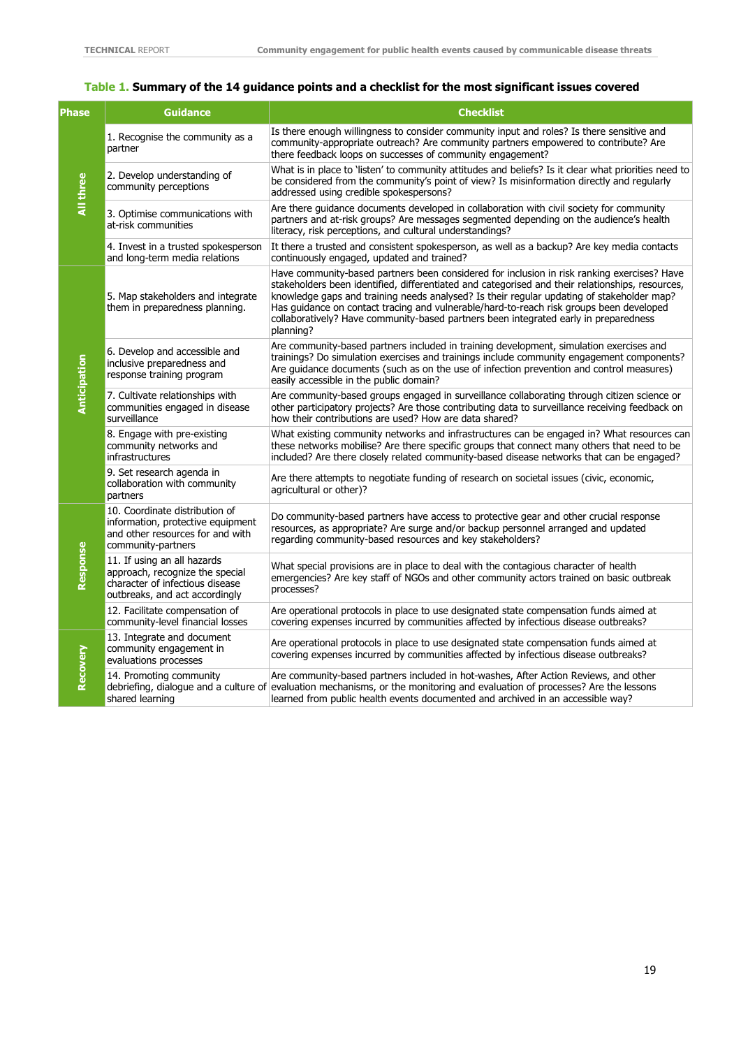**Table 1. Summary of the 14 guidance points and a checklist for the most significant issues covered**

| Phase | Guidance | Checklist |
|---|---|---|
| All three | 1. Recognise the community as a partner | Is there enough willingness to consider community input and roles? Is there sensitive and community-appropriate outreach? Are community partners empowered to contribute? Are there feedback loops on successes of community engagement? |
| | 2. Develop understanding of community perceptions | What is in place to 'listen' to community attitudes and beliefs? Is it clear what priorities need to be considered from the community's point of view? Is misinformation directly and regularly addressed using credible spokespersons? |
| | 3. Optimise communications with at-risk communities | Are there guidance documents developed in collaboration with civil society for community partners and at-risk groups? Are messages segmented depending on the audience's health literacy, risk perceptions, and cultural understandings? |
| | 4. Invest in a trusted spokesperson and long-term media relations | It there a trusted and consistent spokesperson, as well as a backup? Are key media contacts continuously engaged, updated and trained? |
| Anticipation | 5. Map stakeholders and integrate them in preparedness planning. | Have community-based partners been considered for inclusion in risk ranking exercises? Have stakeholders been identified, differentiated and categorised and their relationships, resources, knowledge gaps and training needs analysed? Is their regular updating of stakeholder map? Has guidance on contact tracing and vulnerable/hard-to-reach risk groups been developed collaboratively? Have community-based partners been integrated early in preparedness planning? |
| | 6. Develop and accessible and inclusive preparedness and response training program | Are community-based partners included in training development, simulation exercises and trainings? Do simulation exercises and trainings include community engagement components? Are guidance documents (such as on the use of infection prevention and control measures) easily accessible in the public domain? |
| | 7. Cultivate relationships with communities engaged in disease surveillance | Are community-based groups engaged in surveillance collaborating through citizen science or other participatory projects? Are those contributing data to surveillance receiving feedback on how their contributions are used? How are data shared? |
| | 8. Engage with pre-existing community networks and infrastructures | What existing community networks and infrastructures can be engaged in? What resources can these networks mobilise? Are there specific groups that connect many others that need to be included? Are there closely related community-based disease networks that can be engaged? |
| | 9. Set research agenda in collaboration with community partners | Are there attempts to negotiate funding of research on societal issues (civic, economic, agricultural or other)? |
| Response | 10. Coordinate distribution of information, protective equipment and other resources for and with community-partners | Do community-based partners have access to protective gear and other crucial response resources, as appropriate? Are surge and/or backup personnel arranged and updated regarding community-based resources and key stakeholders? |
| | 11. If using an all hazards approach, recognize the special character of infectious disease outbreaks, and act accordingly | What special provisions are in place to deal with the contagious character of health emergencies? Are key staff of NGOs and other community actors trained on basic outbreak processes? |
| | 12. Facilitate compensation of community-level financial losses | Are operational protocols in place to use designated state compensation funds aimed at covering expenses incurred by communities affected by infectious disease outbreaks? |
| Recovery | 13. Integrate and document community engagement in evaluations processes | Are operational protocols in place to use designated state compensation funds aimed at covering expenses incurred by communities affected by infectious disease outbreaks? |
| | 14. Promoting community debriefing, dialogue and a culture of shared learning | Are community-based partners included in hot-washes, After Action Reviews, and other evaluation mechanisms, or the monitoring and evaluation of processes? Are the lessons learned from public health events documented and archived in an accessible way? |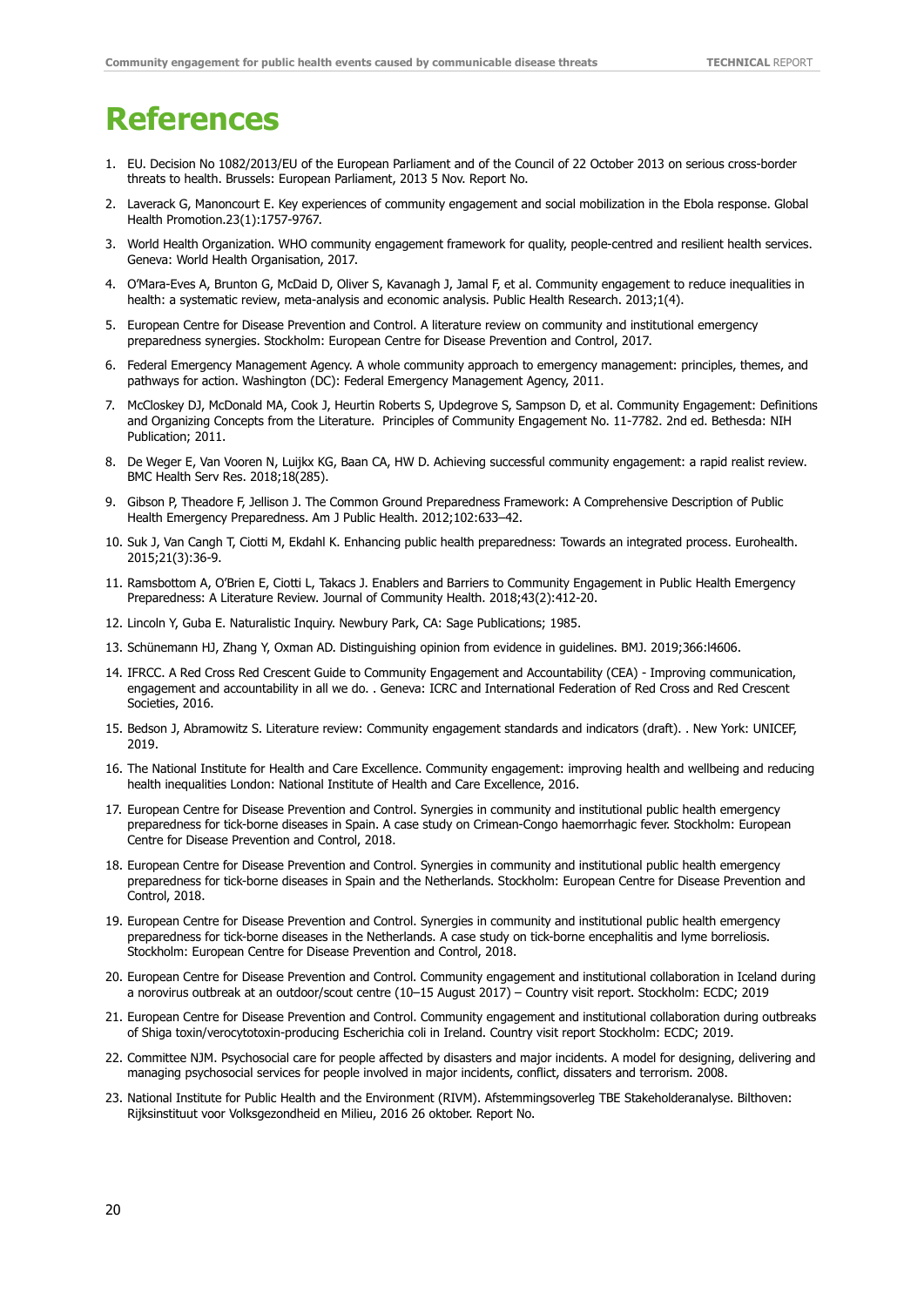# References

1. EU. Decision No 1082/2013/EU of the European Parliament and of the Council of 22 October 2013 on serious cross-border threats to health. Brussels: European Parliament, 2013 5 Nov. Report No.
2. Laverack G, Manoncourt E. Key experiences of community engagement and social mobilization in the Ebola response. Global Health Promotion.23(1):1757-9767.
3. World Health Organization. WHO community engagement framework for quality, people-centred and resilient health services. Geneva: World Health Organisation, 2017.
4. O'Mara-Eves A, Brunton G, McDaid D, Oliver S, Kavanagh J, Jamal F, et al. Community engagement to reduce inequalities in health: a systematic review, meta-analysis and economic analysis. Public Health Research. 2013;1(4).
5. European Centre for Disease Prevention and Control. A literature review on community and institutional emergency preparedness synergies. Stockholm: European Centre for Disease Prevention and Control, 2017.
6. Federal Emergency Management Agency. A whole community approach to emergency management: principles, themes, and pathways for action. Washington (DC): Federal Emergency Management Agency, 2011.
7. McCloskey DJ, McDonald MA, Cook J, Heurtin Roberts S, Updegrove S, Sampson D, et al. Community Engagement: Definitions and Organizing Concepts from the Literature. Principles of Community Engagement No. 11-7782. 2nd ed. Bethesda: NIH Publication; 2011.
8. De Weger E, Van Vooren N, Luijkx KG, Baan CA, HW D. Achieving successful community engagement: a rapid realist review. BMC Health Serv Res. 2018;18(285).
9. Gibson P, Theadore F, Jellison J. The Common Ground Preparedness Framework: A Comprehensive Description of Public Health Emergency Preparedness. Am J Public Health. 2012;102:633–42.
10. Suk J, Van Cangh T, Ciotti M, Ekdahl K. Enhancing public health preparedness: Towards an integrated process. Eurohealth. 2015;21(3):36-9.
11. Ramsbottom A, O'Brien E, Ciotti L, Takacs J. Enablers and Barriers to Community Engagement in Public Health Emergency Preparedness: A Literature Review. Journal of Community Health. 2018;43(2):412-20.
12. Lincoln Y, Guba E. Naturalistic Inquiry. Newbury Park, CA: Sage Publications; 1985.
13. Schünemann HJ, Zhang Y, Oxman AD. Distinguishing opinion from evidence in guidelines. BMJ. 2019;366:l4606.
14. IFRCC. A Red Cross Red Crescent Guide to Community Engagement and Accountability (CEA) - Improving communication, engagement and accountability in all we do. . Geneva: ICRC and International Federation of Red Cross and Red Crescent Societies, 2016.
15. Bedson J, Abramowitz S. Literature review: Community engagement standards and indicators (draft). . New York: UNICEF, 2019.
16. The National Institute for Health and Care Excellence. Community engagement: improving health and wellbeing and reducing health inequalities London: National Institute of Health and Care Excellence, 2016.
17. European Centre for Disease Prevention and Control. Synergies in community and institutional public health emergency preparedness for tick-borne diseases in Spain. A case study on Crimean-Congo haemorrhagic fever. Stockholm: European Centre for Disease Prevention and Control, 2018.
18. European Centre for Disease Prevention and Control. Synergies in community and institutional public health emergency preparedness for tick-borne diseases in Spain and the Netherlands. Stockholm: European Centre for Disease Prevention and Control, 2018.
19. European Centre for Disease Prevention and Control. Synergies in community and institutional public health emergency preparedness for tick-borne diseases in the Netherlands. A case study on tick-borne encephalitis and lyme borreliosis. Stockholm: European Centre for Disease Prevention and Control, 2018.
20. European Centre for Disease Prevention and Control. Community engagement and institutional collaboration in Iceland during a norovirus outbreak at an outdoor/scout centre (10–15 August 2017) – Country visit report. Stockholm: ECDC; 2019
21. European Centre for Disease Prevention and Control. Community engagement and institutional collaboration during outbreaks of Shiga toxin/verocytotoxin-producing Escherichia coli in Ireland. Country visit report Stockholm: ECDC; 2019.
22. Committee NJM. Psychosocial care for people affected by disasters and major incidents. A model for designing, delivering and managing psychosocial services for people involved in major incidents, conflict, dissaters and terrorism. 2008.
23. National Institute for Public Health and the Environment (RIVM). Afstemmingsoverleg TBE Stakeholderanalyse. Bilthoven: Rijksinstituut voor Volksgezondheid en Milieu, 2016 26 oktober. Report No.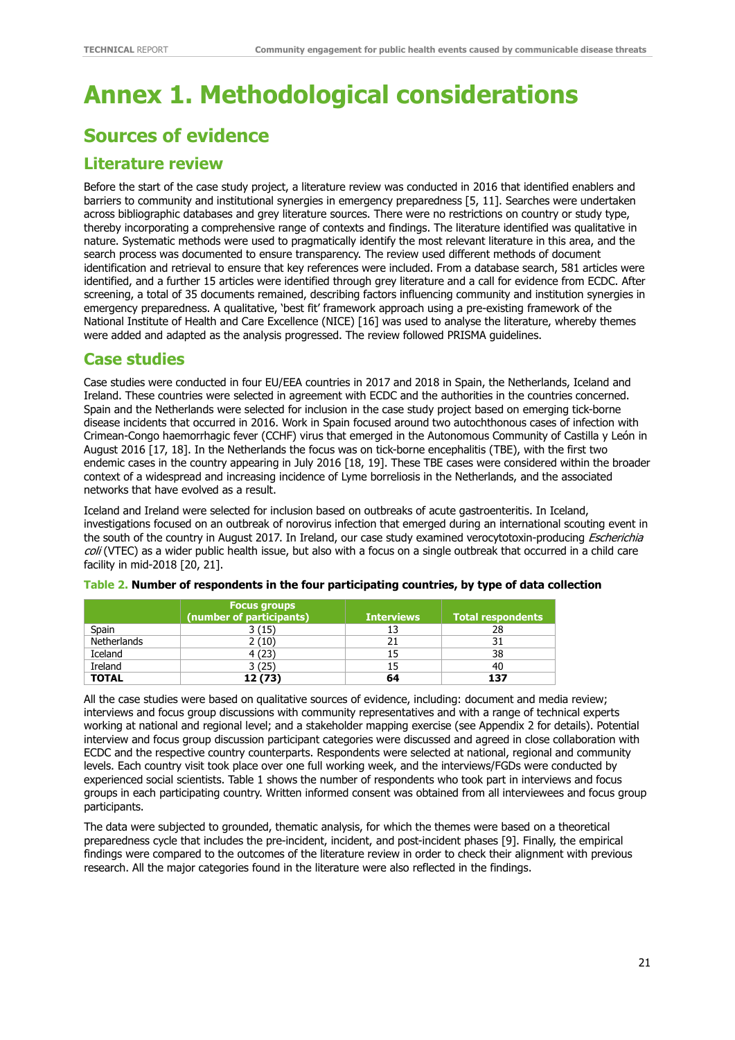# Annex 1. Methodological considerations

## Sources of evidence

### Literature review

Before the start of the case study project, a literature review was conducted in 2016 that identified enablers and barriers to community and institutional synergies in emergency preparedness [5, 11]. Searches were undertaken across bibliographic databases and grey literature sources. There were no restrictions on country or study type, thereby incorporating a comprehensive range of contexts and findings. The literature identified was qualitative in nature. Systematic methods were used to pragmatically identify the most relevant literature in this area, and the search process was documented to ensure transparency. The review used different methods of document identification and retrieval to ensure that key references were included. From a database search, 581 articles were identified, and a further 15 articles were identified through grey literature and a call for evidence from ECDC. After screening, a total of 35 documents remained, describing factors influencing community and institution synergies in emergency preparedness. A qualitative, 'best fit' framework approach using a pre-existing framework of the National Institute of Health and Care Excellence (NICE) [16] was used to analyse the literature, whereby themes were added and adapted as the analysis progressed. The review followed PRISMA guidelines.

### Case studies

Case studies were conducted in four EU/EEA countries in 2017 and 2018 in Spain, the Netherlands, Iceland and Ireland. These countries were selected in agreement with ECDC and the authorities in the countries concerned. Spain and the Netherlands were selected for inclusion in the case study project based on emerging tick-borne disease incidents that occurred in 2016. Work in Spain focused around two autochthonous cases of infection with Crimean-Congo haemorrhagic fever (CCHF) virus that emerged in the Autonomous Community of Castilla y León in August 2016 [17, 18]. In the Netherlands the focus was on tick-borne encephalitis (TBE), with the first two endemic cases in the country appearing in July 2016 [18, 19]. These TBE cases were considered within the broader context of a widespread and increasing incidence of Lyme borreliosis in the Netherlands, and the associated networks that have evolved as a result.

Iceland and Ireland were selected for inclusion based on outbreaks of acute gastroenteritis. In Iceland, investigations focused on an outbreak of norovirus infection that emerged during an international scouting event in the south of the country in August 2017. In Ireland, our case study examined verocytotoxin-producing *Escherichia coli* (VTEC) as a wider public health issue, but also with a focus on a single outbreak that occurred in a child care facility in mid-2018 [20, 21].

**Table 2. Number of respondents in the four participating countries, by type of data collection**

| | Focus groups (number of participants) | Interviews | Total respondents |
|---|---|---|---|
| Spain | 3 (15) | 13 | 28 |
| Netherlands | 2 (10) | 21 | 31 |
| Iceland | 4 (23) | 15 | 38 |
| Ireland | 3 (25) | 15 | 40 |
| **TOTAL** | **12 (73)** | **64** | **137** |

All the case studies were based on qualitative sources of evidence, including: document and media review; interviews and focus group discussions with community representatives and with a range of technical experts working at national and regional level; and a stakeholder mapping exercise (see Appendix 2 for details). Potential interview and focus group discussion participant categories were discussed and agreed in close collaboration with ECDC and the respective country counterparts. Respondents were selected at national, regional and community levels. Each country visit took place over one full working week, and the interviews/FGDs were conducted by experienced social scientists. Table 1 shows the number of respondents who took part in interviews and focus groups in each participating country. Written informed consent was obtained from all interviewees and focus group participants.

The data were subjected to grounded, thematic analysis, for which the themes were based on a theoretical preparedness cycle that includes the pre-incident, incident, and post-incident phases [9]. Finally, the empirical findings were compared to the outcomes of the literature review in order to check their alignment with previous research. All the major categories found in the literature were also reflected in the findings.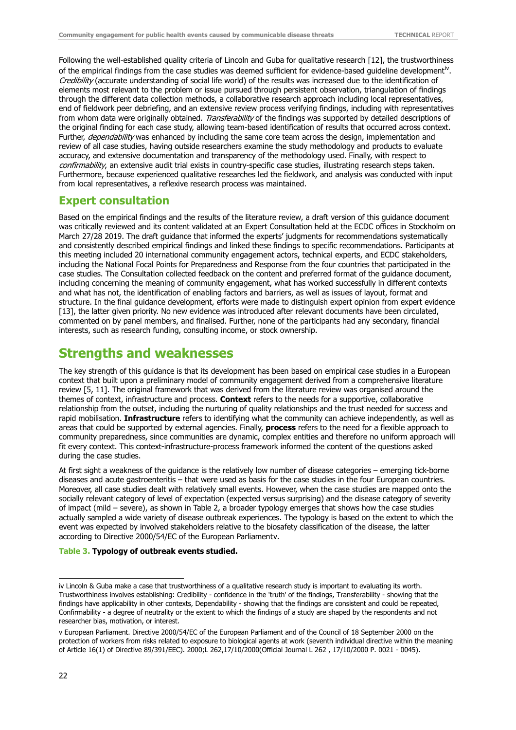Following the well-established quality criteria of Lincoln and Guba for qualitative research [12], the trustworthiness of the empirical findings from the case studies was deemed sufficient for evidence-based guideline development[iv]. *Credibility* (accurate understanding of social life world) of the results was increased due to the identification of elements most relevant to the problem or issue pursued through persistent observation, triangulation of findings through the different data collection methods, a collaborative research approach including local representatives, end of fieldwork peer debriefing, and an extensive review process verifying findings, including with representatives from whom data were originally obtained. *Transferability* of the findings was supported by detailed descriptions of the original finding for each case study, allowing team-based identification of results that occurred across context. Further, *dependability* was enhanced by including the same core team across the design, implementation and review of all case studies, having outside researchers examine the study methodology and products to evaluate accuracy, and extensive documentation and transparency of the methodology used. Finally, with respect to *confirmability*, an extensive audit trial exists in country-specific case studies, illustrating research steps taken. Furthermore, because experienced qualitative researches led the fieldwork, and analysis was conducted with input from local representatives, a reflexive research process was maintained.

## Expert consultation

Based on the empirical findings and the results of the literature review, a draft version of this guidance document was critically reviewed and its content validated at an Expert Consultation held at the ECDC offices in Stockholm on March 27/28 2019. The draft guidance that informed the experts' judgments for recommendations systematically and consistently described empirical findings and linked these findings to specific recommendations. Participants at this meeting included 20 international community engagement actors, technical experts, and ECDC stakeholders, including the National Focal Points for Preparedness and Response from the four countries that participated in the case studies. The Consultation collected feedback on the content and preferred format of the guidance document, including concerning the meaning of community engagement, what has worked successfully in different contexts and what has not, the identification of enabling factors and barriers, as well as issues of layout, format and structure. In the final guidance development, efforts were made to distinguish expert opinion from expert evidence [13], the latter given priority. No new evidence was introduced after relevant documents have been circulated, commented on by panel members, and finalised. Further, none of the participants had any secondary, financial interests, such as research funding, consulting income, or stock ownership.

# Strengths and weaknesses

The key strength of this guidance is that its development has been based on empirical case studies in a European context that built upon a preliminary model of community engagement derived from a comprehensive literature review [5, 11]. The original framework that was derived from the literature review was organised around the themes of context, infrastructure and process. **Context** refers to the needs for a supportive, collaborative relationship from the outset, including the nurturing of quality relationships and the trust needed for success and rapid mobilisation. **Infrastructure** refers to identifying what the community can achieve independently, as well as areas that could be supported by external agencies. Finally, **process** refers to the need for a flexible approach to community preparedness, since communities are dynamic, complex entities and therefore no uniform approach will fit every context. This context-infrastructure-process framework informed the content of the questions asked during the case studies.

At first sight a weakness of the guidance is the relatively low number of disease categories – emerging tick-borne diseases and acute gastroenteritis – that were used as basis for the case studies in the four European countries. Moreover, all case studies dealt with relatively small events. However, when the case studies are mapped onto the socially relevant category of level of expectation (expected versus surprising) and the disease category of severity of impact (mild – severe), as shown in Table 2, a broader typology emerges that shows how the case studies actually sampled a wide variety of disease outbreak experiences. The typology is based on the extent to which the event was expected by involved stakeholders relative to the biosafety classification of the disease, the latter according to Directive 2000/54/EC of the European Parliament[v].

**Table 3. Typology of outbreak events studied.**

---

[iv] Lincoln & Guba make a case that trustworthiness of a qualitative research study is important to evaluating its worth. Trustworthiness involves establishing: Credibility - confidence in the 'truth' of the findings, Transferability - showing that the findings have applicability in other contexts, Dependability - showing that the findings are consistent and could be repeated, Confirmability - a degree of neutrality or the extent to which the findings of a study are shaped by the respondents and not researcher bias, motivation, or interest.

[v] European Parliament. Directive 2000/54/EC of the European Parliament and of the Council of 18 September 2000 on the protection of workers from risks related to exposure to biological agents at work (seventh individual directive within the meaning of Article 16(1) of Directive 89/391/EEC). 2000;L 262,17/10/2000(Official Journal L 262 , 17/10/2000 P. 0021 - 0045).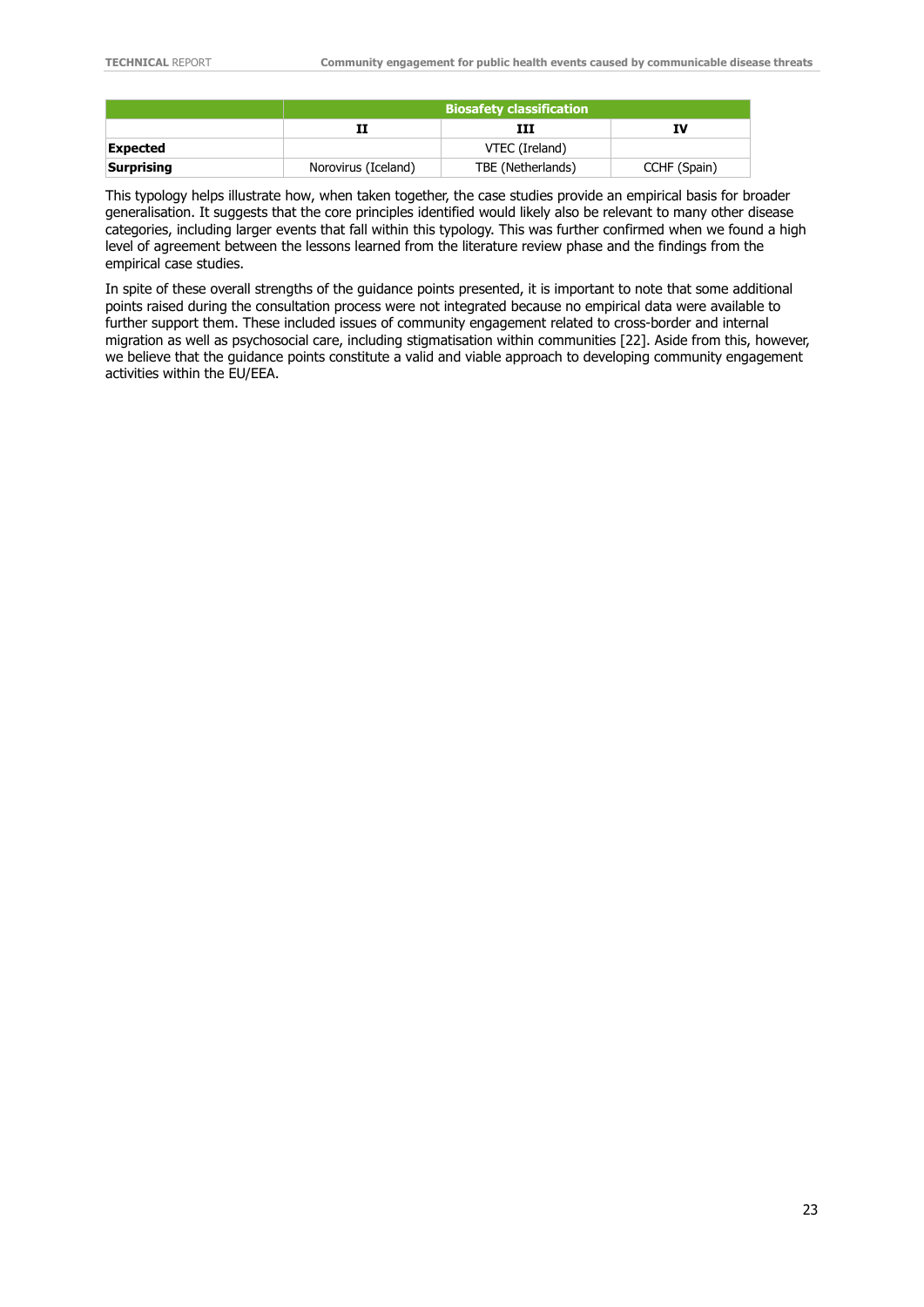| | Biosafety classification | | |
|---|---|---|---|
| | **II** | **III** | **IV** |
| **Expected** | | VTEC (Ireland) | |
| **Surprising** | Norovirus (Iceland) | TBE (Netherlands) | CCHF (Spain) |

This typology helps illustrate how, when taken together, the case studies provide an empirical basis for broader generalisation. It suggests that the core principles identified would likely also be relevant to many other disease categories, including larger events that fall within this typology. This was further confirmed when we found a high level of agreement between the lessons learned from the literature review phase and the findings from the empirical case studies.

In spite of these overall strengths of the guidance points presented, it is important to note that some additional points raised during the consultation process were not integrated because no empirical data were available to further support them. These included issues of community engagement related to cross-border and internal migration as well as psychosocial care, including stigmatisation within communities [22]. Aside from this, however, we believe that the guidance points constitute a valid and viable approach to developing community engagement activities within the EU/EEA.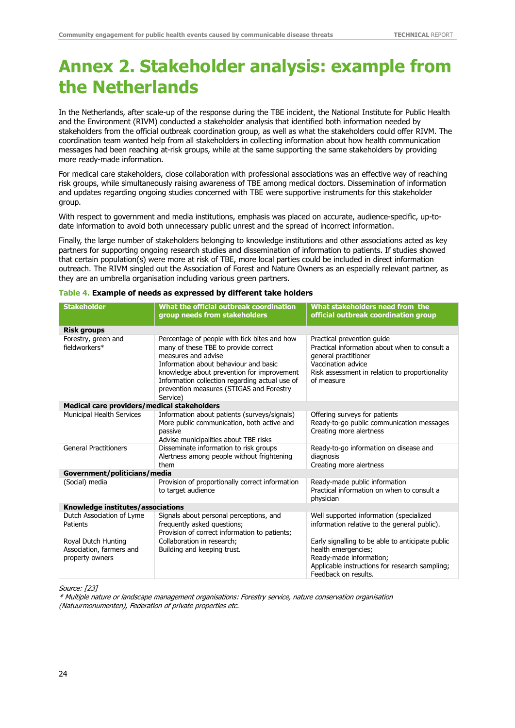# Annex 2. Stakeholder analysis: example from the Netherlands

In the Netherlands, after scale-up of the response during the TBE incident, the National Institute for Public Health and the Environment (RIVM) conducted a stakeholder analysis that identified both information needed by stakeholders from the official outbreak coordination group, as well as what the stakeholders could offer RIVM. The coordination team wanted help from all stakeholders in collecting information about how health communication messages had been reaching at-risk groups, while at the same supporting the same stakeholders by providing more ready-made information.

For medical care stakeholders, close collaboration with professional associations was an effective way of reaching risk groups, while simultaneously raising awareness of TBE among medical doctors. Dissemination of information and updates regarding ongoing studies concerned with TBE were supportive instruments for this stakeholder group.

With respect to government and media institutions, emphasis was placed on accurate, audience-specific, up-to-date information to avoid both unnecessary public unrest and the spread of incorrect information.

Finally, the large number of stakeholders belonging to knowledge institutions and other associations acted as key partners for supporting ongoing research studies and dissemination of information to patients. If studies showed that certain population(s) were more at risk of TBE, more local parties could be included in direct information outreach. The RIVM singled out the Association of Forest and Nature Owners as an especially relevant partner, as they are an umbrella organisation including various green partners.

**Table 4. Example of needs as expressed by different take holders**

| Stakeholder | What the official outbreak coordination group needs from stakeholders | What stakeholders need from the official outbreak coordination group |
|---|---|---|
| **Risk groups** | | |
| Forestry, green and fieldworkers* | Percentage of people with tick bites and how many of these TBE to provide correct measures and advise<br>Information about behaviour and basic knowledge about prevention for improvement<br>Information collection regarding actual use of prevention measures (STIGAS and Forestry Service) | Practical prevention guide<br>Practical information about when to consult a general practitioner<br>Vaccination advice<br>Risk assessment in relation to proportionality of measure |
| **Medical care providers/medical stakeholders** | | |
| Municipal Health Services | Information about patients (surveys/signals)<br>More public communication, both active and passive<br>Advise municipalities about TBE risks | Offering surveys for patients<br>Ready-to-go public communication messages<br>Creating more alertness |
| General Practitioners | Disseminate information to risk groups<br>Alertness among people without frightening them | Ready-to-go information on disease and diagnosis<br>Creating more alertness |
| **Government/politicians/media** | | |
| (Social) media | Provision of proportionally correct information to target audience | Ready-made public information<br>Practical information on when to consult a physician |
| **Knowledge institutes/associations** | | |
| Dutch Association of Lyme Patients | Signals about personal perceptions, and frequently asked questions;<br>Provision of correct information to patients; | Well supported information (specialized information relative to the general public). |
| Royal Dutch Hunting Association, farmers and property owners | Collaboration in research;<br>Building and keeping trust. | Early signalling to be able to anticipate public health emergencies;<br>Ready-made information;<br>Applicable instructions for research sampling;<br>Feedback on results. |

*Source: [23]*

*\* Multiple nature or landscape management organisations: Forestry service, nature conservation organisation (Natuurmonumenten), Federation of private properties etc.*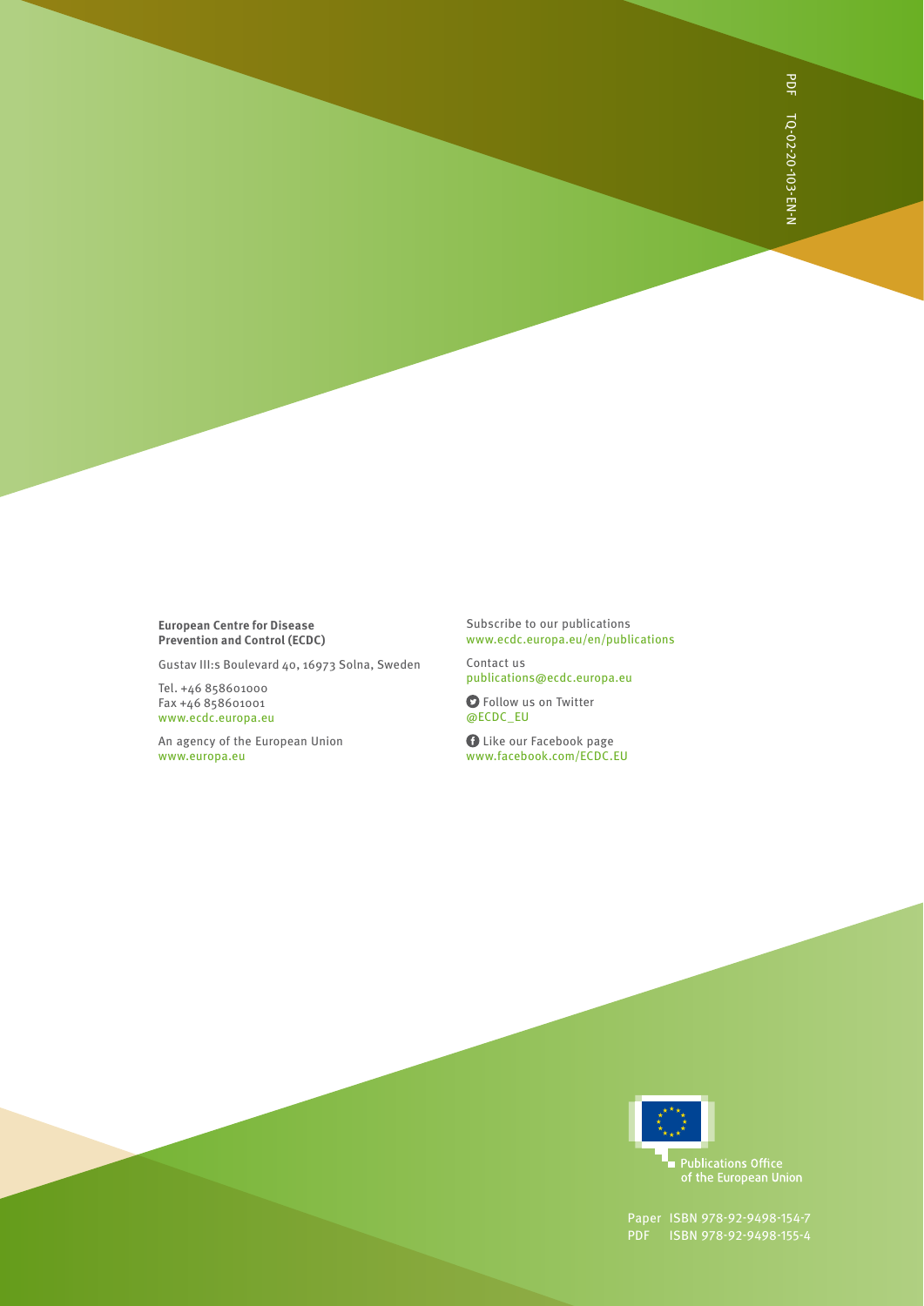PDF TQ-02-20-103-EN-N

**European Centre for Disease Prevention and Control (ECDC)**

Gustav III:s Boulevard 40, 16973 Solna, Sweden

Tel. +46 858601000
Fax +46 858601001
www.ecdc.europa.eu

An agency of the European Union
www.europa.eu

Subscribe to our publications
www.ecdc.europa.eu/en/publications

Contact us
publications@ecdc.europa.eu

Follow us on Twitter
@ECDC_EU

Like our Facebook page
www.facebook.com/ECDC.EU

Publications Office of the European Union

Paper ISBN 978-92-9498-154-7
PDF ISBN 978-92-9498-155-4